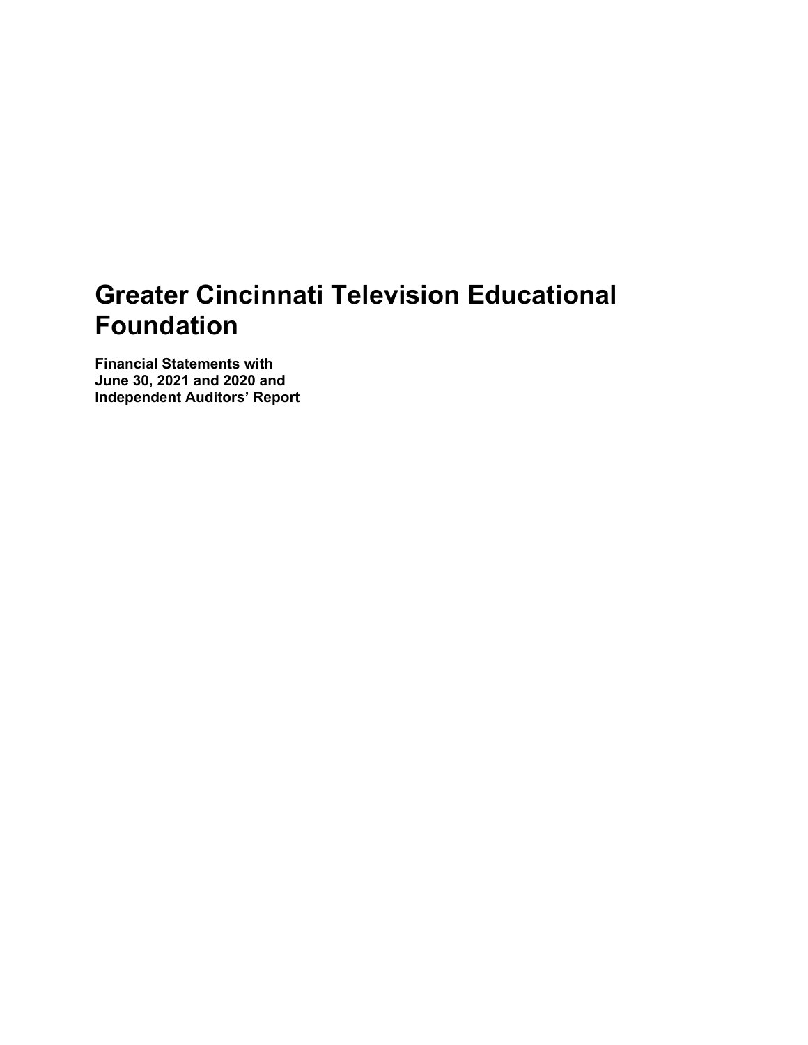# Greater Cincinnati Television Educational Foundation

**Financial Statements with**
**June 30, 2021 and 2020 and**
**Independent Auditors' Report**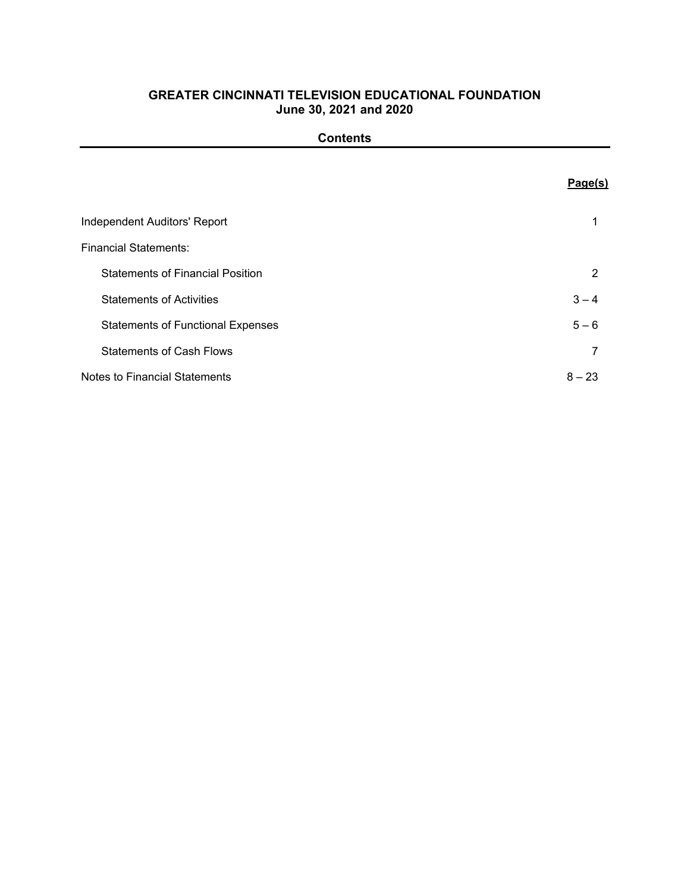# GREATER CINCINNATI TELEVISION EDUCATIONAL FOUNDATION
## June 30, 2021 and 2020

## Contents

| | Page(s) |
|---|---|
| Independent Auditors' Report | 1 |
| Financial Statements: | |
| Statements of Financial Position | 2 |
| Statements of Activities | 3 – 4 |
| Statements of Functional Expenses | 5 – 6 |
| Statements of Cash Flows | 7 |
| Notes to Financial Statements | 8 – 23 |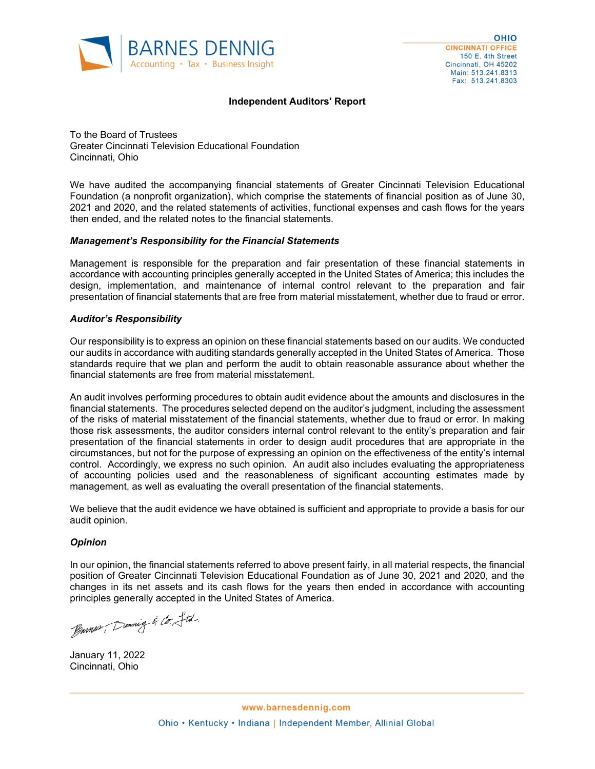BARNES DENNIG
Accounting • Tax • Business Insight

OHIO
CINCINNATI OFFICE
150 E. 4th Street
Cincinnati, OH 45202
Main: 513.241.8313
Fax: 513.241.8303

## Independent Auditors' Report

To the Board of Trustees
Greater Cincinnati Television Educational Foundation
Cincinnati, Ohio

We have audited the accompanying financial statements of Greater Cincinnati Television Educational Foundation (a nonprofit organization), which comprise the statements of financial position as of June 30, 2021 and 2020, and the related statements of activities, functional expenses and cash flows for the years then ended, and the related notes to the financial statements.

### *Management's Responsibility for the Financial Statements*

Management is responsible for the preparation and fair presentation of these financial statements in accordance with accounting principles generally accepted in the United States of America; this includes the design, implementation, and maintenance of internal control relevant to the preparation and fair presentation of financial statements that are free from material misstatement, whether due to fraud or error.

### *Auditor's Responsibility*

Our responsibility is to express an opinion on these financial statements based on our audits. We conducted our audits in accordance with auditing standards generally accepted in the United States of America. Those standards require that we plan and perform the audit to obtain reasonable assurance about whether the financial statements are free from material misstatement.

An audit involves performing procedures to obtain audit evidence about the amounts and disclosures in the financial statements. The procedures selected depend on the auditor's judgment, including the assessment of the risks of material misstatement of the financial statements, whether due to fraud or error. In making those risk assessments, the auditor considers internal control relevant to the entity's preparation and fair presentation of the financial statements in order to design audit procedures that are appropriate in the circumstances, but not for the purpose of expressing an opinion on the effectiveness of the entity's internal control. Accordingly, we express no such opinion. An audit also includes evaluating the appropriateness of accounting policies used and the reasonableness of significant accounting estimates made by management, as well as evaluating the overall presentation of the financial statements.

We believe that the audit evidence we have obtained is sufficient and appropriate to provide a basis for our audit opinion.

### *Opinion*

In our opinion, the financial statements referred to above present fairly, in all material respects, the financial position of Greater Cincinnati Television Educational Foundation as of June 30, 2021 and 2020, and the changes in its net assets and its cash flows for the years then ended in accordance with accounting principles generally accepted in the United States of America.

*Barnes, Dennig & Co., Ltd.*

January 11, 2022
Cincinnati, Ohio

www.barnesdennig.com
Ohio • Kentucky • Indiana | Independent Member, Allinial Global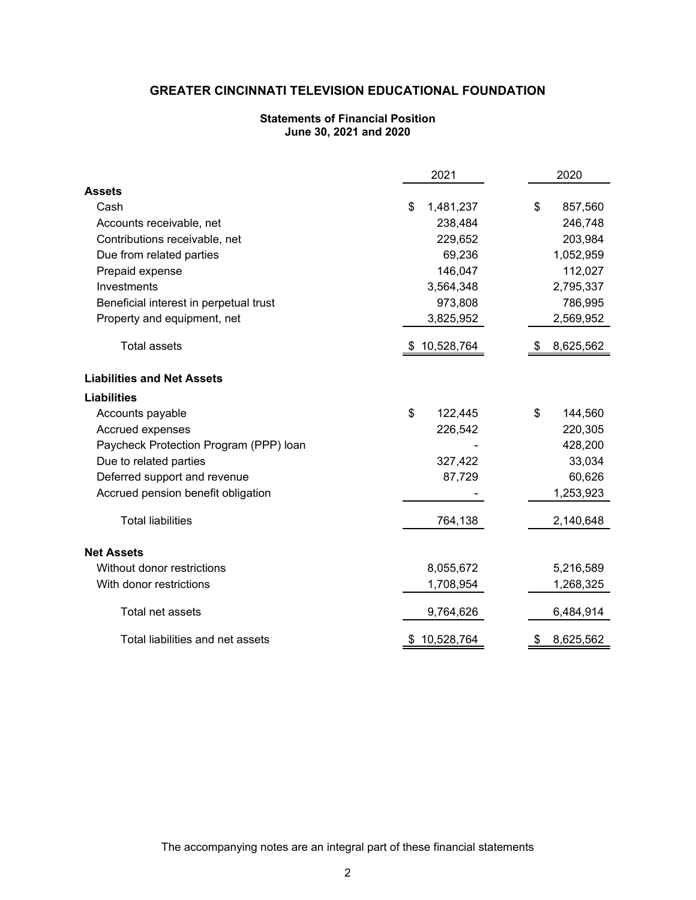# GREATER CINCINNATI TELEVISION EDUCATIONAL FOUNDATION

## Statements of Financial Position
### June 30, 2021 and 2020

| | 2021 | 2020 |
|---|---|---|
| **Assets** | | |
| Cash | $ 1,481,237 | $ 857,560 |
| Accounts receivable, net | 238,484 | 246,748 |
| Contributions receivable, net | 229,652 | 203,984 |
| Due from related parties | 69,236 | 1,052,959 |
| Prepaid expense | 146,047 | 112,027 |
| Investments | 3,564,348 | 2,795,337 |
| Beneficial interest in perpetual trust | 973,808 | 786,995 |
| Property and equipment, net | 3,825,952 | 2,569,952 |
| Total assets | $ 10,528,764 | $ 8,625,562 |
| **Liabilities and Net Assets** | | |
| **Liabilities** | | |
| Accounts payable | $ 122,445 | $ 144,560 |
| Accrued expenses | 226,542 | 220,305 |
| Paycheck Protection Program (PPP) loan | - | 428,200 |
| Due to related parties | 327,422 | 33,034 |
| Deferred support and revenue | 87,729 | 60,626 |
| Accrued pension benefit obligation | - | 1,253,923 |
| Total liabilities | 764,138 | 2,140,648 |
| **Net Assets** | | |
| Without donor restrictions | 8,055,672 | 5,216,589 |
| With donor restrictions | 1,708,954 | 1,268,325 |
| Total net assets | 9,764,626 | 6,484,914 |
| Total liabilities and net assets | $ 10,528,764 | $ 8,625,562 |

The accompanying notes are an integral part of these financial statements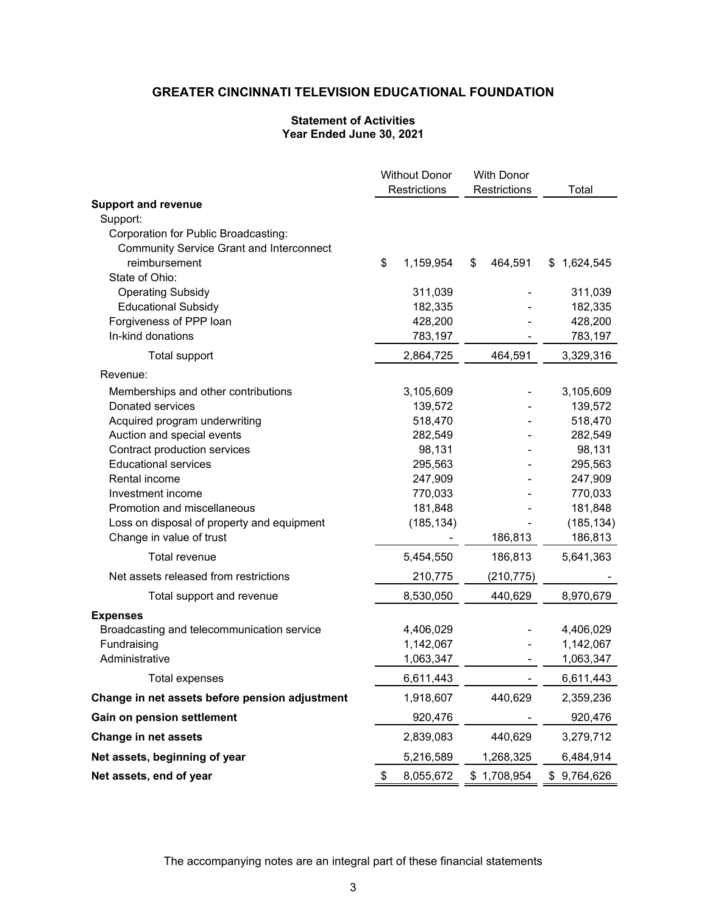# GREATER CINCINNATI TELEVISION EDUCATIONAL FOUNDATION

## Statement of Activities
## Year Ended June 30, 2021

| | Without Donor Restrictions | With Donor Restrictions | Total |
|---|---|---|---|
| **Support and revenue** | | | |
| Support: | | | |
| Corporation for Public Broadcasting: | | | |
| Community Service Grant and Interconnect reimbursement | $ 1,159,954 | $ 464,591 | $ 1,624,545 |
| State of Ohio: | | | |
| Operating Subsidy | 311,039 | - | 311,039 |
| Educational Subsidy | 182,335 | - | 182,335 |
| Forgiveness of PPP loan | 428,200 | - | 428,200 |
| In-kind donations | 783,197 | - | 783,197 |
| Total support | 2,864,725 | 464,591 | 3,329,316 |
| Revenue: | | | |
| Memberships and other contributions | 3,105,609 | - | 3,105,609 |
| Donated services | 139,572 | - | 139,572 |
| Acquired program underwriting | 518,470 | - | 518,470 |
| Auction and special events | 282,549 | - | 282,549 |
| Contract production services | 98,131 | - | 98,131 |
| Educational services | 295,563 | - | 295,563 |
| Rental income | 247,909 | - | 247,909 |
| Investment income | 770,033 | - | 770,033 |
| Promotion and miscellaneous | 181,848 | - | 181,848 |
| Loss on disposal of property and equipment | (185,134) | - | (185,134) |
| Change in value of trust | - | 186,813 | 186,813 |
| Total revenue | 5,454,550 | 186,813 | 5,641,363 |
| Net assets released from restrictions | 210,775 | (210,775) | - |
| Total support and revenue | 8,530,050 | 440,629 | 8,970,679 |
| **Expenses** | | | |
| Broadcasting and telecommunication service | 4,406,029 | - | 4,406,029 |
| Fundraising | 1,142,067 | - | 1,142,067 |
| Administrative | 1,063,347 | - | 1,063,347 |
| Total expenses | 6,611,443 | - | 6,611,443 |
| **Change in net assets before pension adjustment** | 1,918,607 | 440,629 | 2,359,236 |
| **Gain on pension settlement** | 920,476 | - | 920,476 |
| **Change in net assets** | 2,839,083 | 440,629 | 3,279,712 |
| **Net assets, beginning of year** | 5,216,589 | 1,268,325 | 6,484,914 |
| **Net assets, end of year** | $ 8,055,672 | $ 1,708,954 | $ 9,764,626 |

The accompanying notes are an integral part of these financial statements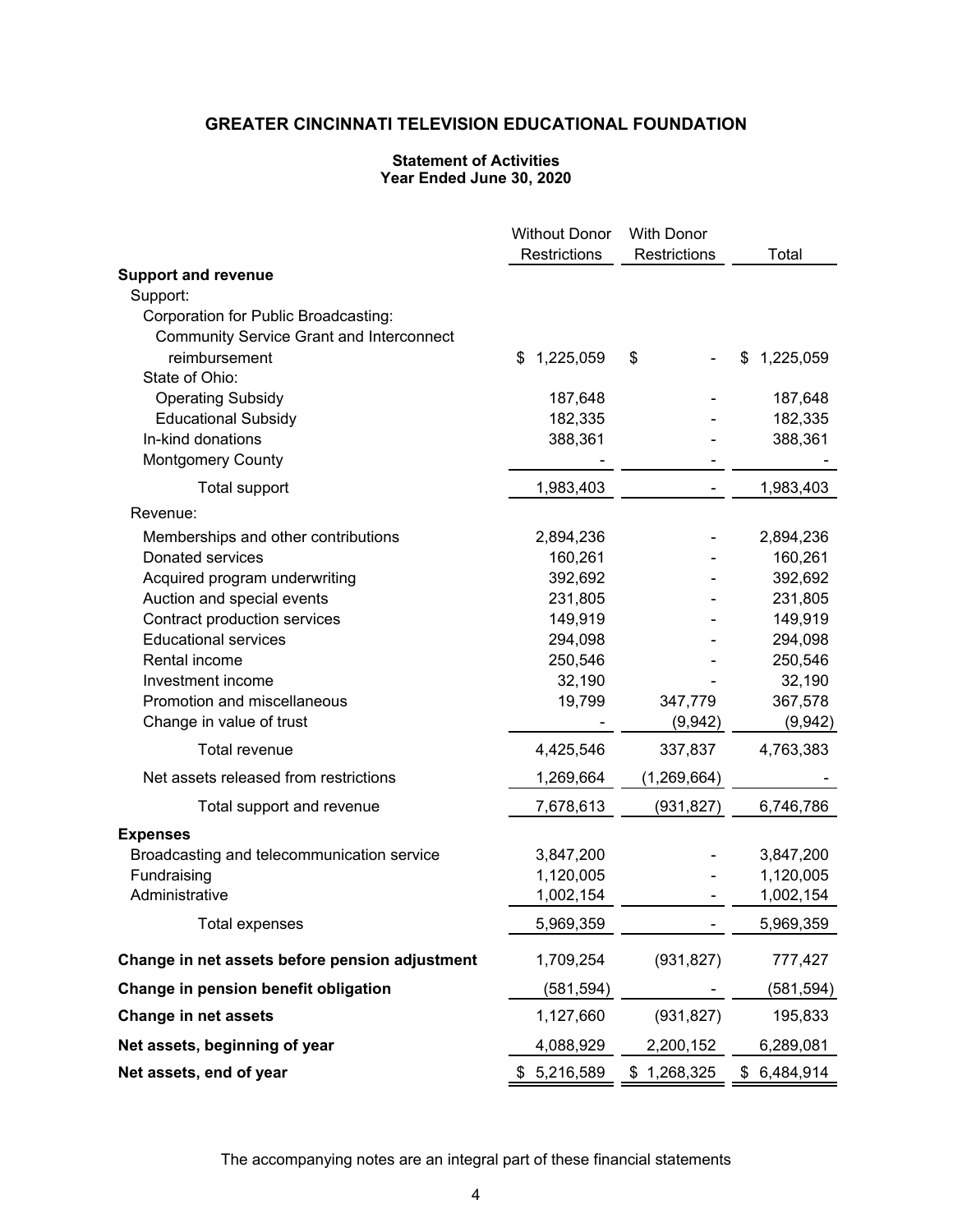# GREATER CINCINNATI TELEVISION EDUCATIONAL FOUNDATION

## Statement of Activities
### Year Ended June 30, 2020

| | Without Donor Restrictions | With Donor Restrictions | Total |
|---|---|---|---|
| **Support and revenue** | | | |
| Support: | | | |
| Corporation for Public Broadcasting: | | | |
| Community Service Grant and Interconnect reimbursement | $ 1,225,059 | $ - | $ 1,225,059 |
| State of Ohio: | | | |
| Operating Subsidy | 187,648 | - | 187,648 |
| Educational Subsidy | 182,335 | - | 182,335 |
| In-kind donations | 388,361 | - | 388,361 |
| Montgomery County | - | - | - |
| Total support | 1,983,403 | - | 1,983,403 |
| Revenue: | | | |
| Memberships and other contributions | 2,894,236 | - | 2,894,236 |
| Donated services | 160,261 | - | 160,261 |
| Acquired program underwriting | 392,692 | - | 392,692 |
| Auction and special events | 231,805 | - | 231,805 |
| Contract production services | 149,919 | - | 149,919 |
| Educational services | 294,098 | - | 294,098 |
| Rental income | 250,546 | - | 250,546 |
| Investment income | 32,190 | - | 32,190 |
| Promotion and miscellaneous | 19,799 | 347,779 | 367,578 |
| Change in value of trust | - | (9,942) | (9,942) |
| Total revenue | 4,425,546 | 337,837 | 4,763,383 |
| Net assets released from restrictions | 1,269,664 | (1,269,664) | - |
| Total support and revenue | 7,678,613 | (931,827) | 6,746,786 |
| **Expenses** | | | |
| Broadcasting and telecommunication service | 3,847,200 | - | 3,847,200 |
| Fundraising | 1,120,005 | - | 1,120,005 |
| Administrative | 1,002,154 | - | 1,002,154 |
| Total expenses | 5,969,359 | - | 5,969,359 |
| **Change in net assets before pension adjustment** | 1,709,254 | (931,827) | 777,427 |
| **Change in pension benefit obligation** | (581,594) | - | (581,594) |
| **Change in net assets** | 1,127,660 | (931,827) | 195,833 |
| **Net assets, beginning of year** | 4,088,929 | 2,200,152 | 6,289,081 |
| **Net assets, end of year** | $ 5,216,589 | $ 1,268,325 | $ 6,484,914 |

The accompanying notes are an integral part of these financial statements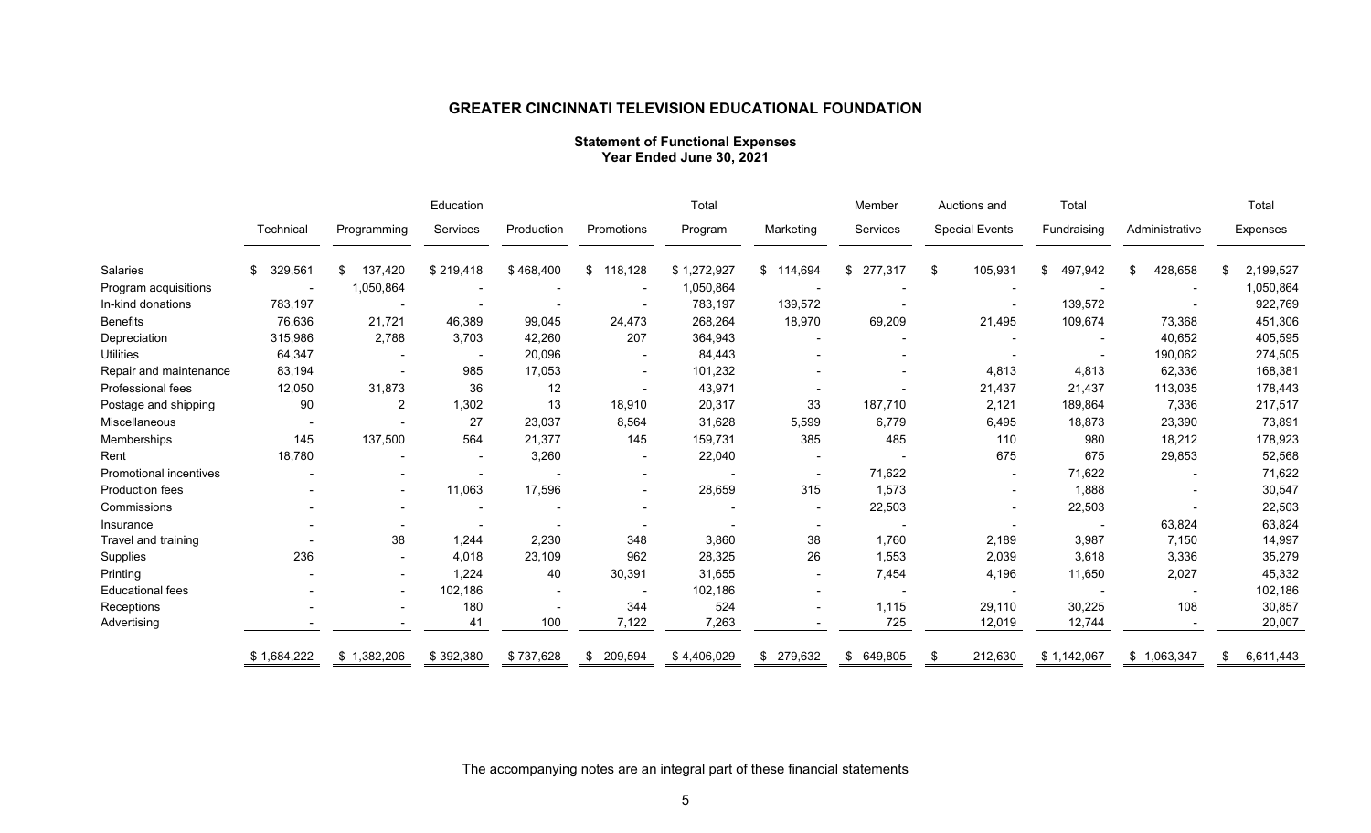# GREATER CINCINNATI TELEVISION EDUCATIONAL FOUNDATION

## Statement of Functional Expenses
## Year Ended June 30, 2021

| | Technical | Programming | Education Services | Production | Promotions | Total Program | Marketing | Member Services | Auctions and Special Events | Total Fundraising | Administrative | Total Expenses |
|---|---|---|---|---|---|---|---|---|---|---|---|---|
| Salaries | $ 329,561 | $ 137,420 | $ 219,418 | $ 468,400 | $ 118,128 | $ 1,272,927 | $ 114,694 | $ 277,317 | $ 105,931 | $ 497,942 | $ 428,658 | $ 2,199,527 |
| Program acquisitions | - | 1,050,864 | - | - | - | 1,050,864 | - | - | - | - | - | 1,050,864 |
| In-kind donations | 783,197 | - | - | - | - | 783,197 | 139,572 | - | - | 139,572 | - | 922,769 |
| Benefits | 76,636 | 21,721 | 46,389 | 99,045 | 24,473 | 268,264 | 18,970 | 69,209 | 21,495 | 109,674 | 73,368 | 451,306 |
| Depreciation | 315,986 | 2,788 | 3,703 | 42,260 | 207 | 364,943 | - | - | - | - | 40,652 | 405,595 |
| Utilities | 64,347 | - | - | 20,096 | - | 84,443 | - | - | - | - | 190,062 | 274,505 |
| Repair and maintenance | 83,194 | - | 985 | 17,053 | - | 101,232 | - | - | 4,813 | 4,813 | 62,336 | 168,381 |
| Professional fees | 12,050 | 31,873 | 36 | 12 | - | 43,971 | - | - | 21,437 | 21,437 | 113,035 | 178,443 |
| Postage and shipping | 90 | 2 | 1,302 | 13 | 18,910 | 20,317 | 33 | 187,710 | 2,121 | 189,864 | 7,336 | 217,517 |
| Miscellaneous | - | - | 27 | 23,037 | 8,564 | 31,628 | 5,599 | 6,779 | 6,495 | 18,873 | 23,390 | 73,891 |
| Memberships | 145 | 137,500 | 564 | 21,377 | 145 | 159,731 | 385 | 485 | 110 | 980 | 18,212 | 178,923 |
| Rent | 18,780 | - | - | 3,260 | - | 22,040 | - | - | 675 | 675 | 29,853 | 52,568 |
| Promotional incentives | - | - | - | - | - | - | - | 71,622 | - | 71,622 | - | 71,622 |
| Production fees | - | - | 11,063 | 17,596 | - | 28,659 | 315 | 1,573 | - | 1,888 | - | 30,547 |
| Commissions | - | - | - | - | - | - | - | 22,503 | - | 22,503 | - | 22,503 |
| Insurance | - | - | - | - | - | - | - | - | - | - | 63,824 | 63,824 |
| Travel and training | - | 38 | 1,244 | 2,230 | 348 | 3,860 | 38 | 1,760 | 2,189 | 3,987 | 7,150 | 14,997 |
| Supplies | 236 | - | 4,018 | 23,109 | 962 | 28,325 | 26 | 1,553 | 2,039 | 3,618 | 3,336 | 35,279 |
| Printing | - | - | 1,224 | 40 | 30,391 | 31,655 | - | 7,454 | 4,196 | 11,650 | 2,027 | 45,332 |
| Educational fees | - | - | 102,186 | - | - | 102,186 | - | - | - | - | - | 102,186 |
| Receptions | - | - | 180 | - | 344 | 524 | - | 1,115 | 29,110 | 30,225 | 108 | 30,857 |
| Advertising | - | - | 41 | 100 | 7,122 | 7,263 | - | 725 | 12,019 | 12,744 | - | 20,007 |
| | $ 1,684,222 | $ 1,382,206 | $ 392,380 | $ 737,628 | $ 209,594 | $ 4,406,029 | $ 279,632 | $ 649,805 | $ 212,630 | $ 1,142,067 | $ 1,063,347 | $ 6,611,443 |

The accompanying notes are an integral part of these financial statements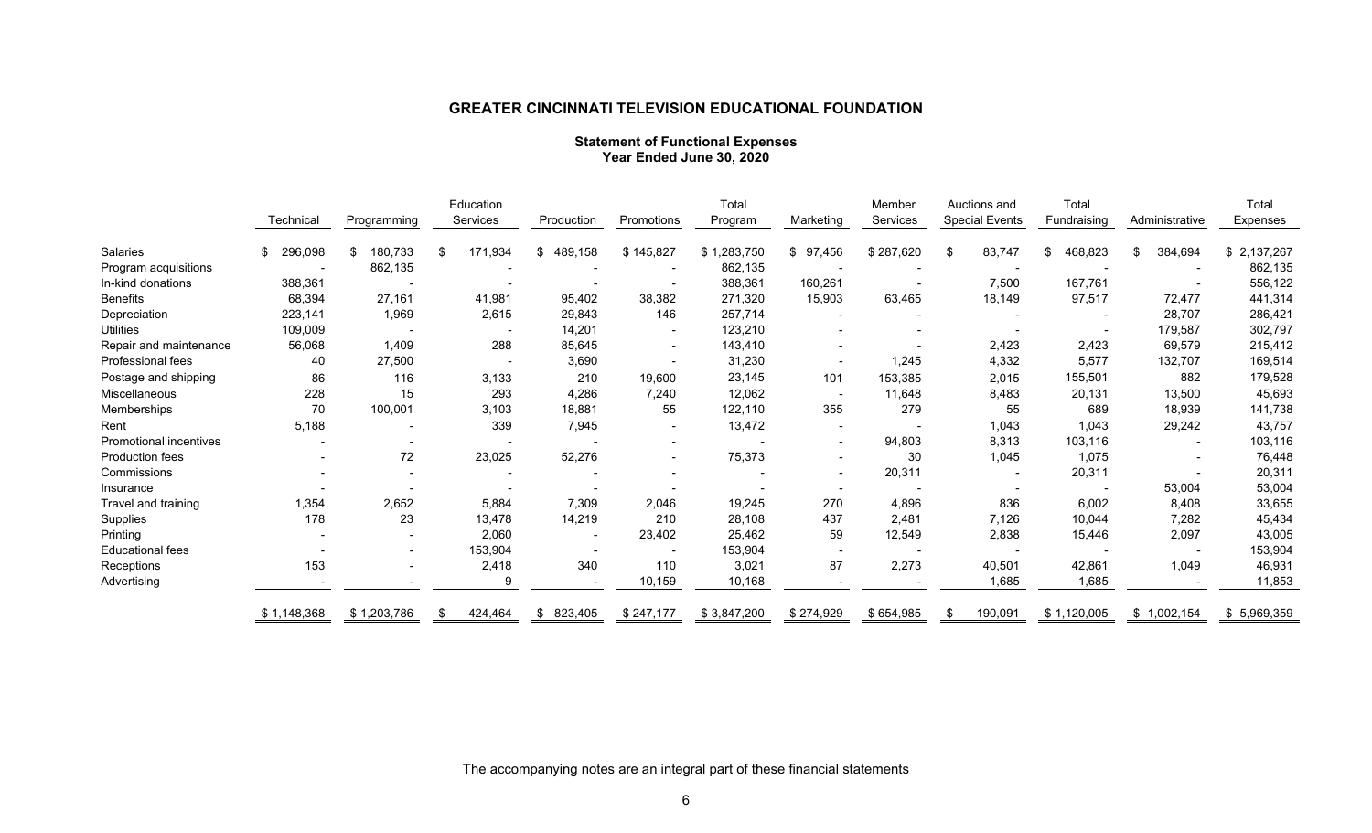## GREATER CINCINNATI TELEVISION EDUCATIONAL FOUNDATION

### Statement of Functional Expenses
### Year Ended June 30, 2020

| | Technical | Programming | Education Services | Production | Promotions | Total Program | Marketing | Member Services | Auctions and Special Events | Total Fundraising | Administrative | Total Expenses |
|---|---|---|---|---|---|---|---|---|---|---|---|---|
| Salaries | $ 296,098 | $ 180,733 | $ 171,934 | $ 489,158 | $ 145,827 | $ 1,283,750 | $ 97,456 | $ 287,620 | $ 83,747 | $ 468,823 | $ 384,694 | $ 2,137,267 |
| Program acquisitions | - | 862,135 | - | - | - | 862,135 | - | - | - | - | - | 862,135 |
| In-kind donations | 388,361 | - | - | - | - | 388,361 | 160,261 | - | 7,500 | 167,761 | - | 556,122 |
| Benefits | 68,394 | 27,161 | 41,981 | 95,402 | 38,382 | 271,320 | 15,903 | 63,465 | 18,149 | 97,517 | 72,477 | 441,314 |
| Depreciation | 223,141 | 1,969 | 2,615 | 29,843 | 146 | 257,714 | - | - | - | - | 28,707 | 286,421 |
| Utilities | 109,009 | - | - | 14,201 | - | 123,210 | - | - | - | - | 179,587 | 302,797 |
| Repair and maintenance | 56,068 | 1,409 | 288 | 85,645 | - | 143,410 | - | - | 2,423 | 2,423 | 69,579 | 215,412 |
| Professional fees | 40 | 27,500 | - | 3,690 | - | 31,230 | - | 1,245 | 4,332 | 5,577 | 132,707 | 169,514 |
| Postage and shipping | 86 | 116 | 3,133 | 210 | 19,600 | 23,145 | 101 | 153,385 | 2,015 | 155,501 | 882 | 179,528 |
| Miscellaneous | 228 | 15 | 293 | 4,286 | 7,240 | 12,062 | - | 11,648 | 8,483 | 20,131 | 13,500 | 45,693 |
| Memberships | 70 | 100,001 | 3,103 | 18,881 | 55 | 122,110 | 355 | 279 | 55 | 689 | 18,939 | 141,738 |
| Rent | 5,188 | - | 339 | 7,945 | - | 13,472 | - | - | 1,043 | 1,043 | 29,242 | 43,757 |
| Promotional incentives | - | - | - | - | - | - | - | 94,803 | 8,313 | 103,116 | - | 103,116 |
| Production fees | - | 72 | 23,025 | 52,276 | - | 75,373 | - | 30 | 1,045 | 1,075 | - | 76,448 |
| Commissions | - | - | - | - | - | - | - | 20,311 | - | 20,311 | - | 20,311 |
| Insurance | - | - | - | - | - | - | - | - | - | - | 53,004 | 53,004 |
| Travel and training | 1,354 | 2,652 | 5,884 | 7,309 | 2,046 | 19,245 | 270 | 4,896 | 836 | 6,002 | 8,408 | 33,655 |
| Supplies | 178 | 23 | 13,478 | 14,219 | 210 | 28,108 | 437 | 2,481 | 7,126 | 10,044 | 7,282 | 45,434 |
| Printing | - | - | 2,060 | - | 23,402 | 25,462 | 59 | 12,549 | 2,838 | 15,446 | 2,097 | 43,005 |
| Educational fees | - | - | 153,904 | - | - | 153,904 | - | - | - | - | - | 153,904 |
| Receptions | 153 | - | 2,418 | 340 | 110 | 3,021 | 87 | 2,273 | 40,501 | 42,861 | 1,049 | 46,931 |
| Advertising | - | - | 9 | - | 10,159 | 10,168 | - | - | 1,685 | 1,685 | - | 11,853 |
| | $ 1,148,368 | $ 1,203,786 | $ 424,464 | $ 823,405 | $ 247,177 | $ 3,847,200 | $ 274,929 | $ 654,985 | $ 190,091 | $ 1,120,005 | $ 1,002,154 | $ 5,969,359 |

The accompanying notes are an integral part of these financial statements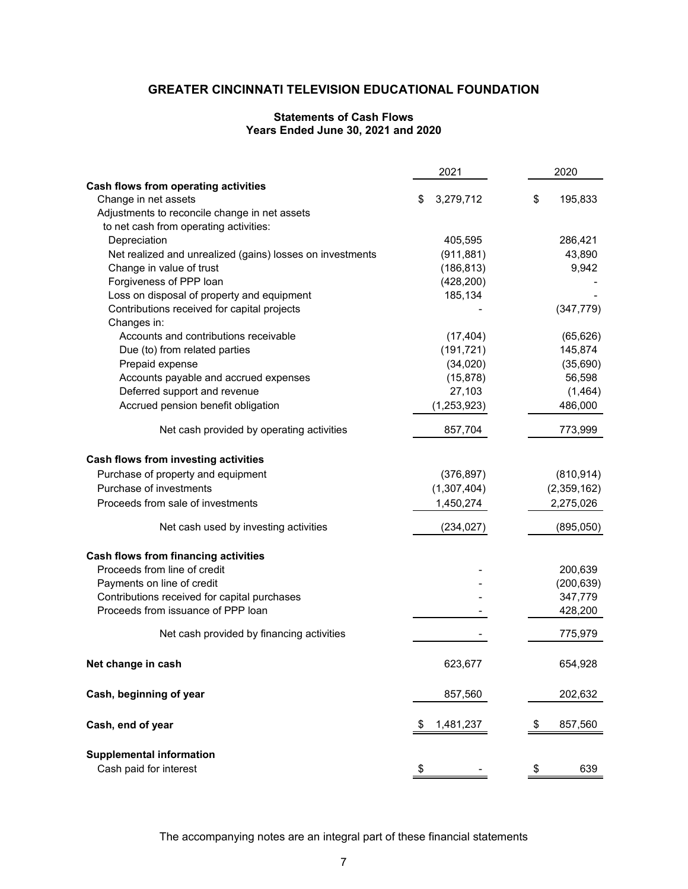## GREATER CINCINNATI TELEVISION EDUCATIONAL FOUNDATION

### Statements of Cash Flows
### Years Ended June 30, 2021 and 2020

| | 2021 | 2020 |
|---|---|---|
| **Cash flows from operating activities** | | |
| Change in net assets | $ 3,279,712 | $ 195,833 |
| Adjustments to reconcile change in net assets to net cash from operating activities: | | |
| Depreciation | 405,595 | 286,421 |
| Net realized and unrealized (gains) losses on investments | (911,881) | 43,890 |
| Change in value of trust | (186,813) | 9,942 |
| Forgiveness of PPP loan | (428,200) | - |
| Loss on disposal of property and equipment | 185,134 | - |
| Contributions received for capital projects | - | (347,779) |
| Changes in: | | |
| Accounts and contributions receivable | (17,404) | (65,626) |
| Due (to) from related parties | (191,721) | 145,874 |
| Prepaid expense | (34,020) | (35,690) |
| Accounts payable and accrued expenses | (15,878) | 56,598 |
| Deferred support and revenue | 27,103 | (1,464) |
| Accrued pension benefit obligation | (1,253,923) | 486,000 |
| Net cash provided by operating activities | 857,704 | 773,999 |
| **Cash flows from investing activities** | | |
| Purchase of property and equipment | (376,897) | (810,914) |
| Purchase of investments | (1,307,404) | (2,359,162) |
| Proceeds from sale of investments | 1,450,274 | 2,275,026 |
| Net cash used by investing activities | (234,027) | (895,050) |
| **Cash flows from financing activities** | | |
| Proceeds from line of credit | - | 200,639 |
| Payments on line of credit | - | (200,639) |
| Contributions received for capital purchases | - | 347,779 |
| Proceeds from issuance of PPP loan | - | 428,200 |
| Net cash provided by financing activities | - | 775,979 |
| **Net change in cash** | 623,677 | 654,928 |
| **Cash, beginning of year** | 857,560 | 202,632 |
| **Cash, end of year** | $ 1,481,237 | $ 857,560 |
| **Supplemental information** | | |
| Cash paid for interest | $ - | $ 639 |

The accompanying notes are an integral part of these financial statements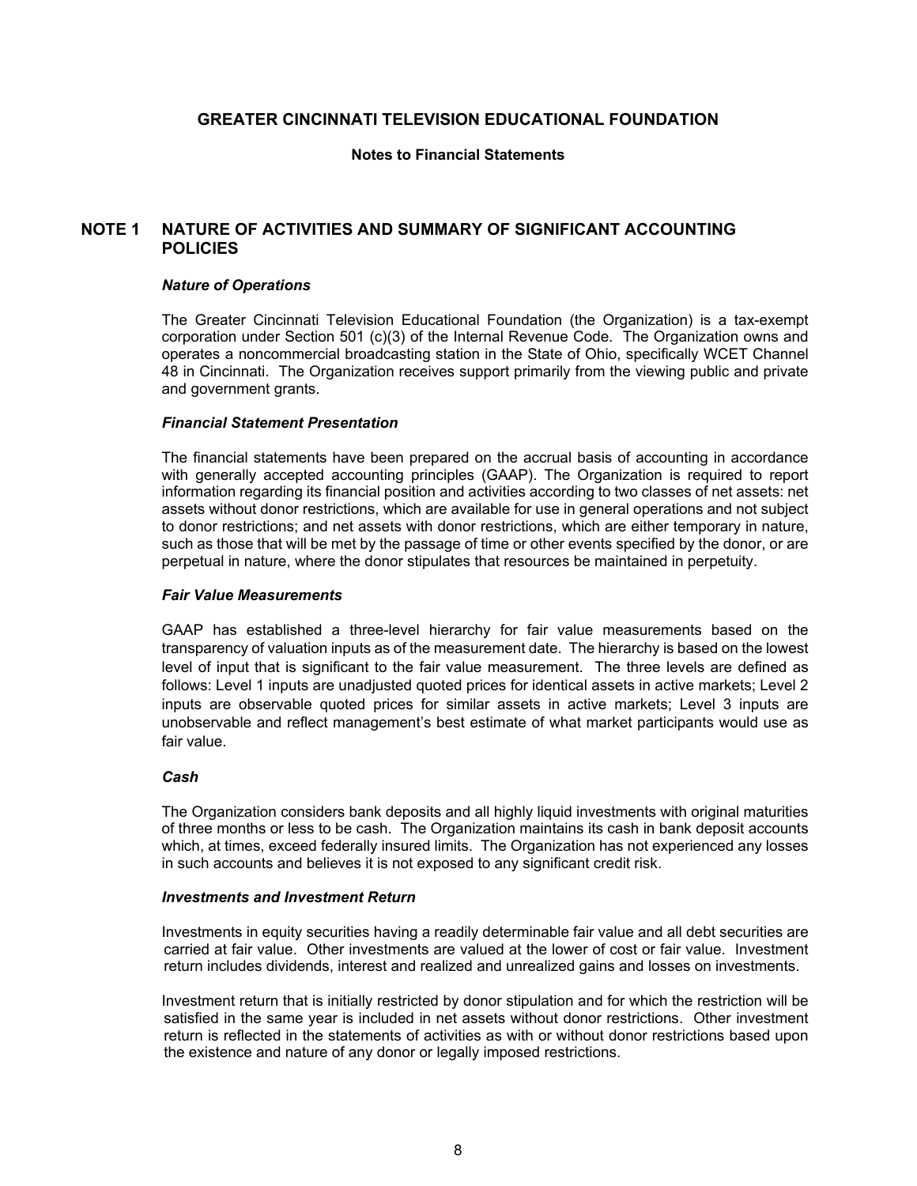# GREATER CINCINNATI TELEVISION EDUCATIONAL FOUNDATION

## Notes to Financial Statements

## NOTE 1 NATURE OF ACTIVITIES AND SUMMARY OF SIGNIFICANT ACCOUNTING POLICIES

### *Nature of Operations*

The Greater Cincinnati Television Educational Foundation (the Organization) is a tax-exempt corporation under Section 501 (c)(3) of the Internal Revenue Code. The Organization owns and operates a noncommercial broadcasting station in the State of Ohio, specifically WCET Channel 48 in Cincinnati. The Organization receives support primarily from the viewing public and private and government grants.

### *Financial Statement Presentation*

The financial statements have been prepared on the accrual basis of accounting in accordance with generally accepted accounting principles (GAAP). The Organization is required to report information regarding its financial position and activities according to two classes of net assets: net assets without donor restrictions, which are available for use in general operations and not subject to donor restrictions; and net assets with donor restrictions, which are either temporary in nature, such as those that will be met by the passage of time or other events specified by the donor, or are perpetual in nature, where the donor stipulates that resources be maintained in perpetuity.

### *Fair Value Measurements*

GAAP has established a three-level hierarchy for fair value measurements based on the transparency of valuation inputs as of the measurement date. The hierarchy is based on the lowest level of input that is significant to the fair value measurement. The three levels are defined as follows: Level 1 inputs are unadjusted quoted prices for identical assets in active markets; Level 2 inputs are observable quoted prices for similar assets in active markets; Level 3 inputs are unobservable and reflect management's best estimate of what market participants would use as fair value.

### *Cash*

The Organization considers bank deposits and all highly liquid investments with original maturities of three months or less to be cash. The Organization maintains its cash in bank deposit accounts which, at times, exceed federally insured limits. The Organization has not experienced any losses in such accounts and believes it is not exposed to any significant credit risk.

### *Investments and Investment Return*

Investments in equity securities having a readily determinable fair value and all debt securities are carried at fair value. Other investments are valued at the lower of cost or fair value. Investment return includes dividends, interest and realized and unrealized gains and losses on investments.

Investment return that is initially restricted by donor stipulation and for which the restriction will be satisfied in the same year is included in net assets without donor restrictions. Other investment return is reflected in the statements of activities as with or without donor restrictions based upon the existence and nature of any donor or legally imposed restrictions.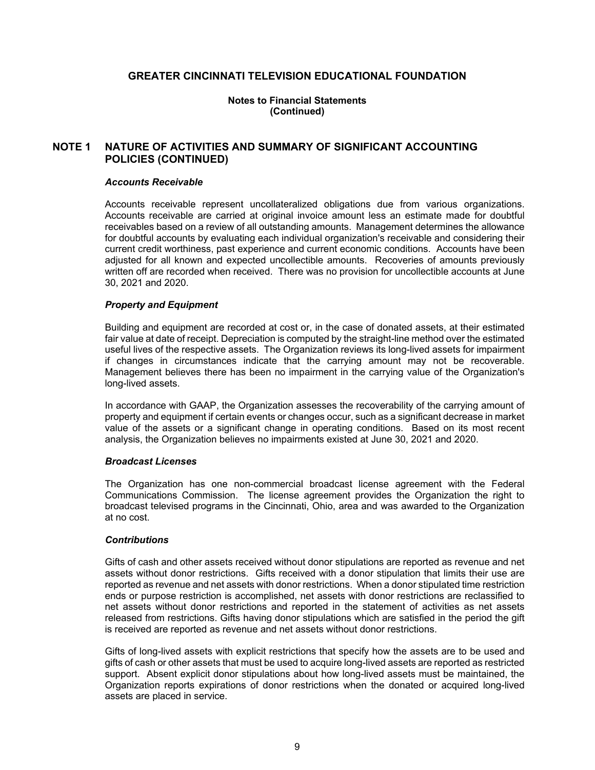# GREATER CINCINNATI TELEVISION EDUCATIONAL FOUNDATION

**Notes to Financial Statements**
**(Continued)**

## NOTE 1 NATURE OF ACTIVITIES AND SUMMARY OF SIGNIFICANT ACCOUNTING POLICIES (CONTINUED)

***Accounts Receivable***

Accounts receivable represent uncollateralized obligations due from various organizations. Accounts receivable are carried at original invoice amount less an estimate made for doubtful receivables based on a review of all outstanding amounts. Management determines the allowance for doubtful accounts by evaluating each individual organization's receivable and considering their current credit worthiness, past experience and current economic conditions. Accounts have been adjusted for all known and expected uncollectible amounts. Recoveries of amounts previously written off are recorded when received. There was no provision for uncollectible accounts at June 30, 2021 and 2020.

***Property and Equipment***

Building and equipment are recorded at cost or, in the case of donated assets, at their estimated fair value at date of receipt. Depreciation is computed by the straight-line method over the estimated useful lives of the respective assets. The Organization reviews its long-lived assets for impairment if changes in circumstances indicate that the carrying amount may not be recoverable. Management believes there has been no impairment in the carrying value of the Organization's long-lived assets.

In accordance with GAAP, the Organization assesses the recoverability of the carrying amount of property and equipment if certain events or changes occur, such as a significant decrease in market value of the assets or a significant change in operating conditions. Based on its most recent analysis, the Organization believes no impairments existed at June 30, 2021 and 2020.

***Broadcast Licenses***

The Organization has one non-commercial broadcast license agreement with the Federal Communications Commission. The license agreement provides the Organization the right to broadcast televised programs in the Cincinnati, Ohio, area and was awarded to the Organization at no cost.

***Contributions***

Gifts of cash and other assets received without donor stipulations are reported as revenue and net assets without donor restrictions. Gifts received with a donor stipulation that limits their use are reported as revenue and net assets with donor restrictions. When a donor stipulated time restriction ends or purpose restriction is accomplished, net assets with donor restrictions are reclassified to net assets without donor restrictions and reported in the statement of activities as net assets released from restrictions. Gifts having donor stipulations which are satisfied in the period the gift is received are reported as revenue and net assets without donor restrictions.

Gifts of long-lived assets with explicit restrictions that specify how the assets are to be used and gifts of cash or other assets that must be used to acquire long-lived assets are reported as restricted support. Absent explicit donor stipulations about how long-lived assets must be maintained, the Organization reports expirations of donor restrictions when the donated or acquired long-lived assets are placed in service.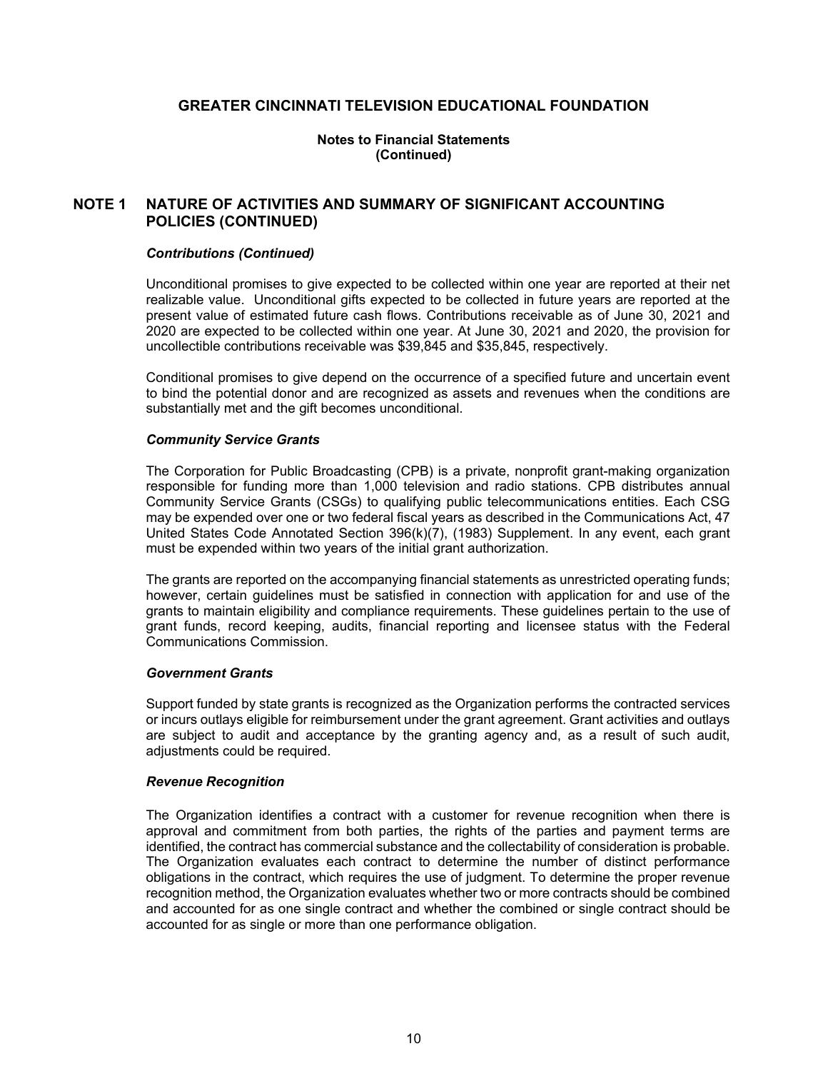# GREATER CINCINNATI TELEVISION EDUCATIONAL FOUNDATION

**Notes to Financial Statements**
**(Continued)**

## NOTE 1 NATURE OF ACTIVITIES AND SUMMARY OF SIGNIFICANT ACCOUNTING POLICIES (CONTINUED)

### *Contributions (Continued)*

Unconditional promises to give expected to be collected within one year are reported at their net realizable value. Unconditional gifts expected to be collected in future years are reported at the present value of estimated future cash flows. Contributions receivable as of June 30, 2021 and 2020 are expected to be collected within one year. At June 30, 2021 and 2020, the provision for uncollectible contributions receivable was $39,845 and $35,845, respectively.

Conditional promises to give depend on the occurrence of a specified future and uncertain event to bind the potential donor and are recognized as assets and revenues when the conditions are substantially met and the gift becomes unconditional.

### *Community Service Grants*

The Corporation for Public Broadcasting (CPB) is a private, nonprofit grant-making organization responsible for funding more than 1,000 television and radio stations. CPB distributes annual Community Service Grants (CSGs) to qualifying public telecommunications entities. Each CSG may be expended over one or two federal fiscal years as described in the Communications Act, 47 United States Code Annotated Section 396(k)(7), (1983) Supplement. In any event, each grant must be expended within two years of the initial grant authorization.

The grants are reported on the accompanying financial statements as unrestricted operating funds; however, certain guidelines must be satisfied in connection with application for and use of the grants to maintain eligibility and compliance requirements. These guidelines pertain to the use of grant funds, record keeping, audits, financial reporting and licensee status with the Federal Communications Commission.

### *Government Grants*

Support funded by state grants is recognized as the Organization performs the contracted services or incurs outlays eligible for reimbursement under the grant agreement. Grant activities and outlays are subject to audit and acceptance by the granting agency and, as a result of such audit, adjustments could be required.

### *Revenue Recognition*

The Organization identifies a contract with a customer for revenue recognition when there is approval and commitment from both parties, the rights of the parties and payment terms are identified, the contract has commercial substance and the collectability of consideration is probable. The Organization evaluates each contract to determine the number of distinct performance obligations in the contract, which requires the use of judgment. To determine the proper revenue recognition method, the Organization evaluates whether two or more contracts should be combined and accounted for as one single contract and whether the combined or single contract should be accounted for as single or more than one performance obligation.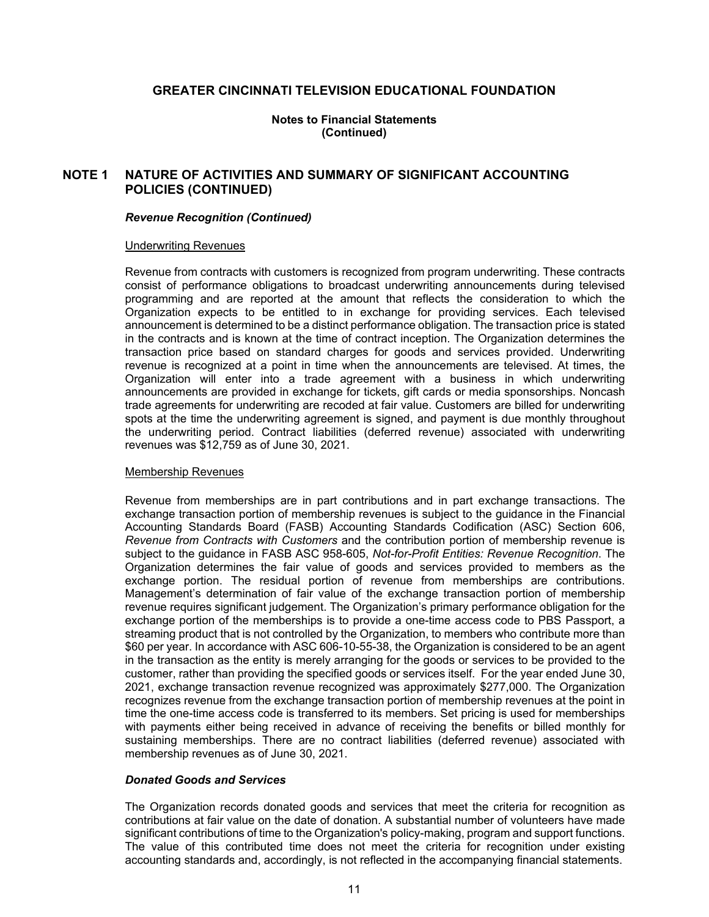# GREATER CINCINNATI TELEVISION EDUCATIONAL FOUNDATION

**Notes to Financial Statements**
**(Continued)**

## NOTE 1 NATURE OF ACTIVITIES AND SUMMARY OF SIGNIFICANT ACCOUNTING POLICIES (CONTINUED)

***Revenue Recognition (Continued)***

Underwriting Revenues

Revenue from contracts with customers is recognized from program underwriting. These contracts consist of performance obligations to broadcast underwriting announcements during televised programming and are reported at the amount that reflects the consideration to which the Organization expects to be entitled to in exchange for providing services. Each televised announcement is determined to be a distinct performance obligation. The transaction price is stated in the contracts and is known at the time of contract inception. The Organization determines the transaction price based on standard charges for goods and services provided. Underwriting revenue is recognized at a point in time when the announcements are televised. At times, the Organization will enter into a trade agreement with a business in which underwriting announcements are provided in exchange for tickets, gift cards or media sponsorships. Noncash trade agreements for underwriting are recoded at fair value. Customers are billed for underwriting spots at the time the underwriting agreement is signed, and payment is due monthly throughout the underwriting period. Contract liabilities (deferred revenue) associated with underwriting revenues was $12,759 as of June 30, 2021.

Membership Revenues

Revenue from memberships are in part contributions and in part exchange transactions. The exchange transaction portion of membership revenues is subject to the guidance in the Financial Accounting Standards Board (FASB) Accounting Standards Codification (ASC) Section 606, *Revenue from Contracts with Customers* and the contribution portion of membership revenue is subject to the guidance in FASB ASC 958-605, *Not-for-Profit Entities: Revenue Recognition*. The Organization determines the fair value of goods and services provided to members as the exchange portion. The residual portion of revenue from memberships are contributions. Management's determination of fair value of the exchange transaction portion of membership revenue requires significant judgement. The Organization's primary performance obligation for the exchange portion of the memberships is to provide a one-time access code to PBS Passport, a streaming product that is not controlled by the Organization, to members who contribute more than $60 per year. In accordance with ASC 606-10-55-38, the Organization is considered to be an agent in the transaction as the entity is merely arranging for the goods or services to be provided to the customer, rather than providing the specified goods or services itself. For the year ended June 30, 2021, exchange transaction revenue recognized was approximately $277,000. The Organization recognizes revenue from the exchange transaction portion of membership revenues at the point in time the one-time access code is transferred to its members. Set pricing is used for memberships with payments either being received in advance of receiving the benefits or billed monthly for sustaining memberships. There are no contract liabilities (deferred revenue) associated with membership revenues as of June 30, 2021.

***Donated Goods and Services***

The Organization records donated goods and services that meet the criteria for recognition as contributions at fair value on the date of donation. A substantial number of volunteers have made significant contributions of time to the Organization's policy-making, program and support functions. The value of this contributed time does not meet the criteria for recognition under existing accounting standards and, accordingly, is not reflected in the accompanying financial statements.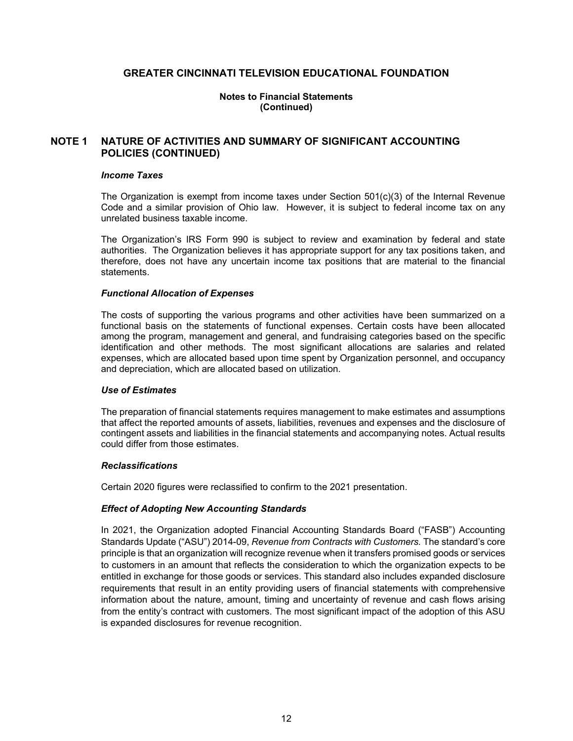## GREATER CINCINNATI TELEVISION EDUCATIONAL FOUNDATION

**Notes to Financial Statements**
**(Continued)**

## NOTE 1 NATURE OF ACTIVITIES AND SUMMARY OF SIGNIFICANT ACCOUNTING POLICIES (CONTINUED)

### *Income Taxes*

The Organization is exempt from income taxes under Section 501(c)(3) of the Internal Revenue Code and a similar provision of Ohio law. However, it is subject to federal income tax on any unrelated business taxable income.

The Organization's IRS Form 990 is subject to review and examination by federal and state authorities. The Organization believes it has appropriate support for any tax positions taken, and therefore, does not have any uncertain income tax positions that are material to the financial statements.

### *Functional Allocation of Expenses*

The costs of supporting the various programs and other activities have been summarized on a functional basis on the statements of functional expenses. Certain costs have been allocated among the program, management and general, and fundraising categories based on the specific identification and other methods. The most significant allocations are salaries and related expenses, which are allocated based upon time spent by Organization personnel, and occupancy and depreciation, which are allocated based on utilization.

### *Use of Estimates*

The preparation of financial statements requires management to make estimates and assumptions that affect the reported amounts of assets, liabilities, revenues and expenses and the disclosure of contingent assets and liabilities in the financial statements and accompanying notes. Actual results could differ from those estimates.

### *Reclassifications*

Certain 2020 figures were reclassified to confirm to the 2021 presentation.

### *Effect of Adopting New Accounting Standards*

In 2021, the Organization adopted Financial Accounting Standards Board ("FASB") Accounting Standards Update ("ASU") 2014-09, *Revenue from Contracts with Customers.* The standard's core principle is that an organization will recognize revenue when it transfers promised goods or services to customers in an amount that reflects the consideration to which the organization expects to be entitled in exchange for those goods or services. This standard also includes expanded disclosure requirements that result in an entity providing users of financial statements with comprehensive information about the nature, amount, timing and uncertainty of revenue and cash flows arising from the entity's contract with customers. The most significant impact of the adoption of this ASU is expanded disclosures for revenue recognition.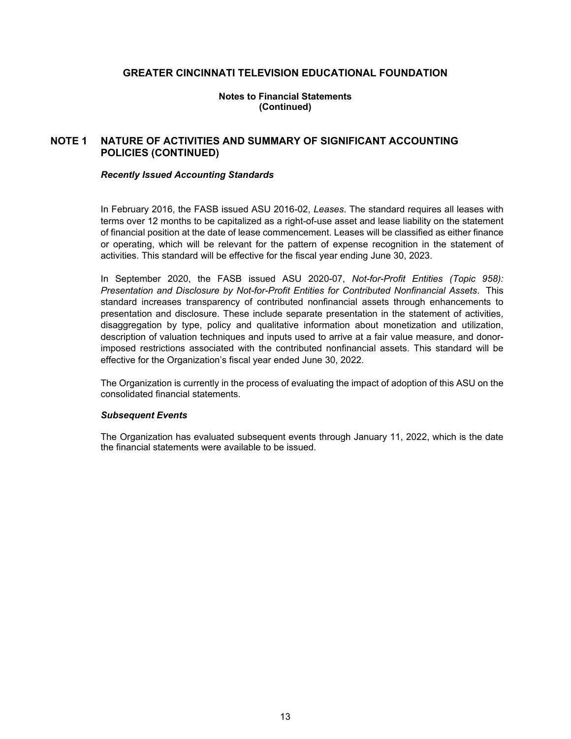# GREATER CINCINNATI TELEVISION EDUCATIONAL FOUNDATION

**Notes to Financial Statements**
**(Continued)**

## NOTE 1 NATURE OF ACTIVITIES AND SUMMARY OF SIGNIFICANT ACCOUNTING POLICIES (CONTINUED)

### *Recently Issued Accounting Standards*

In February 2016, the FASB issued ASU 2016-02, *Leases*. The standard requires all leases with terms over 12 months to be capitalized as a right-of-use asset and lease liability on the statement of financial position at the date of lease commencement. Leases will be classified as either finance or operating, which will be relevant for the pattern of expense recognition in the statement of activities. This standard will be effective for the fiscal year ending June 30, 2023.

In September 2020, the FASB issued ASU 2020-07, *Not-for-Profit Entities (Topic 958): Presentation and Disclosure by Not-for-Profit Entities for Contributed Nonfinancial Assets*. This standard increases transparency of contributed nonfinancial assets through enhancements to presentation and disclosure. These include separate presentation in the statement of activities, disaggregation by type, policy and qualitative information about monetization and utilization, description of valuation techniques and inputs used to arrive at a fair value measure, and donor-imposed restrictions associated with the contributed nonfinancial assets. This standard will be effective for the Organization's fiscal year ended June 30, 2022.

The Organization is currently in the process of evaluating the impact of adoption of this ASU on the consolidated financial statements.

### *Subsequent Events*

The Organization has evaluated subsequent events through January 11, 2022, which is the date the financial statements were available to be issued.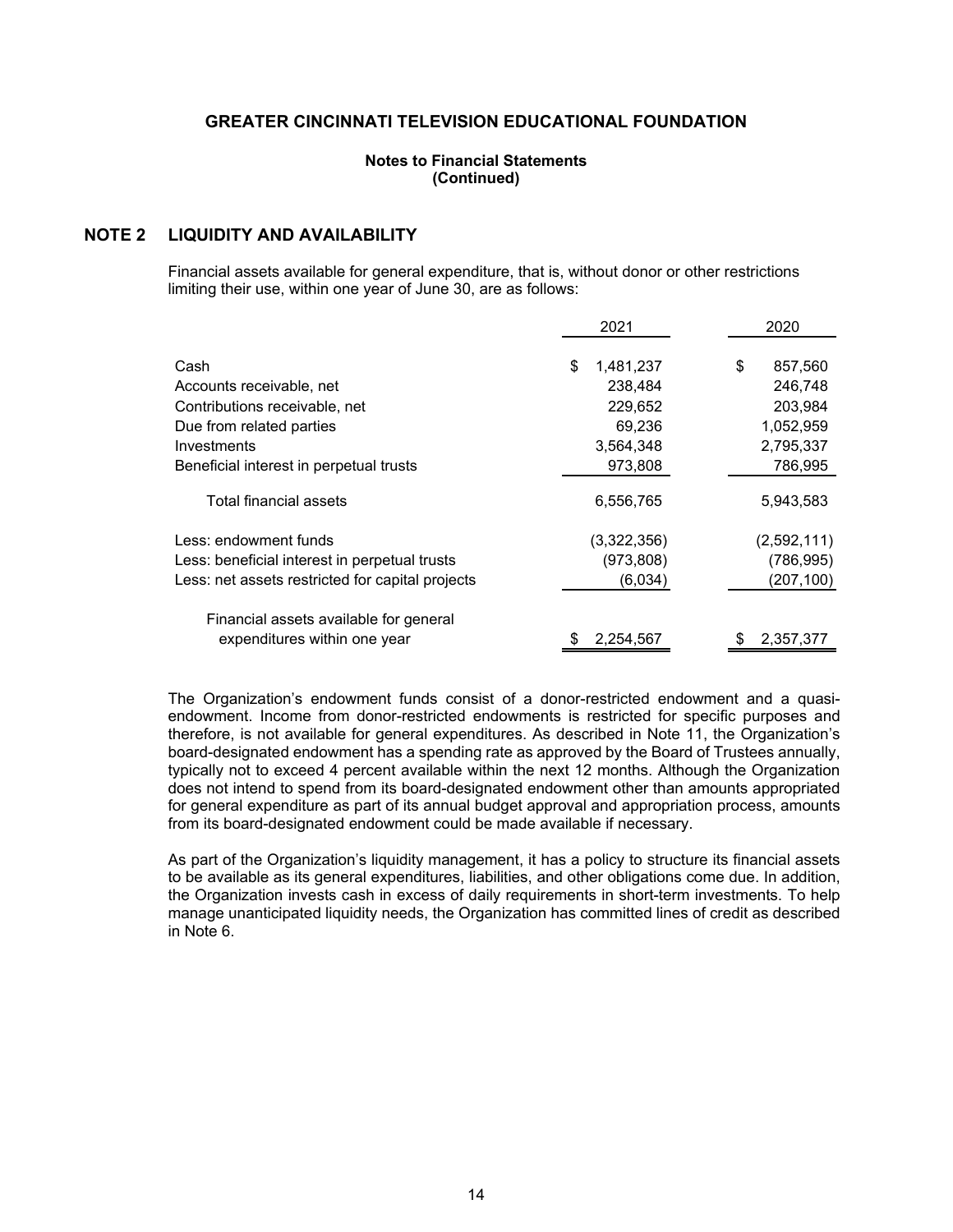# GREATER CINCINNATI TELEVISION EDUCATIONAL FOUNDATION

**Notes to Financial Statements (Continued)**

## NOTE 2 LIQUIDITY AND AVAILABILITY

Financial assets available for general expenditure, that is, without donor or other restrictions limiting their use, within one year of June 30, are as follows:

| | 2021 | 2020 |
|---|---|---|
| Cash | $ 1,481,237 | $ 857,560 |
| Accounts receivable, net | 238,484 | 246,748 |
| Contributions receivable, net | 229,652 | 203,984 |
| Due from related parties | 69,236 | 1,052,959 |
| Investments | 3,564,348 | 2,795,337 |
| Beneficial interest in perpetual trusts | 973,808 | 786,995 |
| Total financial assets | 6,556,765 | 5,943,583 |
| Less: endowment funds | (3,322,356) | (2,592,111) |
| Less: beneficial interest in perpetual trusts | (973,808) | (786,995) |
| Less: net assets restricted for capital projects | (6,034) | (207,100) |
| Financial assets available for general expenditures within one year | $ 2,254,567 | $ 2,357,377 |

The Organization's endowment funds consist of a donor-restricted endowment and a quasi-endowment. Income from donor-restricted endowments is restricted for specific purposes and therefore, is not available for general expenditures. As described in Note 11, the Organization's board-designated endowment has a spending rate as approved by the Board of Trustees annually, typically not to exceed 4 percent available within the next 12 months. Although the Organization does not intend to spend from its board-designated endowment other than amounts appropriated for general expenditure as part of its annual budget approval and appropriation process, amounts from its board-designated endowment could be made available if necessary.

As part of the Organization's liquidity management, it has a policy to structure its financial assets to be available as its general expenditures, liabilities, and other obligations come due. In addition, the Organization invests cash in excess of daily requirements in short-term investments. To help manage unanticipated liquidity needs, the Organization has committed lines of credit as described in Note 6.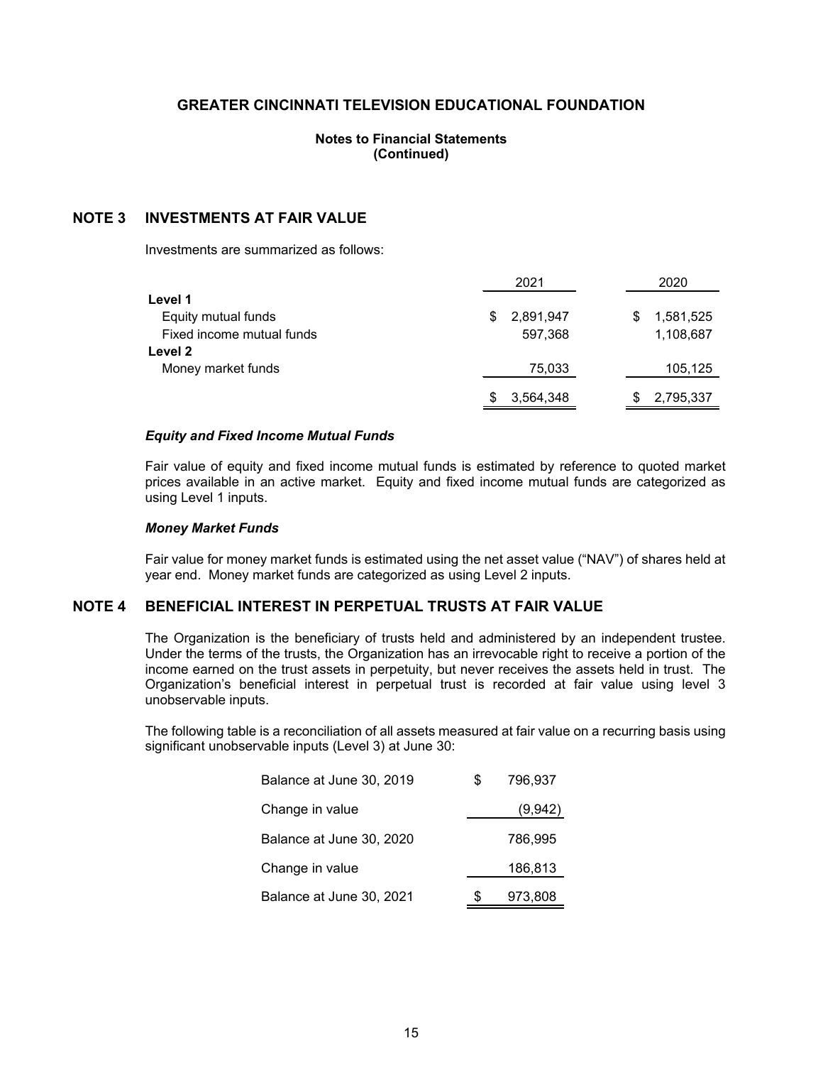# GREATER CINCINNATI TELEVISION EDUCATIONAL FOUNDATION

**Notes to Financial Statements**
**(Continued)**

## NOTE 3 INVESTMENTS AT FAIR VALUE

Investments are summarized as follows:

| | 2021 | 2020 |
|---|---|---|
| **Level 1** | | |
| Equity mutual funds | $ 2,891,947 | $ 1,581,525 |
| Fixed income mutual funds | 597,368 | 1,108,687 |
| **Level 2** | | |
| Money market funds | 75,033 | 105,125 |
| | $ 3,564,348 | $ 2,795,337 |

### *Equity and Fixed Income Mutual Funds*

Fair value of equity and fixed income mutual funds is estimated by reference to quoted market prices available in an active market. Equity and fixed income mutual funds are categorized as using Level 1 inputs.

### *Money Market Funds*

Fair value for money market funds is estimated using the net asset value ("NAV") of shares held at year end. Money market funds are categorized as using Level 2 inputs.

## NOTE 4 BENEFICIAL INTEREST IN PERPETUAL TRUSTS AT FAIR VALUE

The Organization is the beneficiary of trusts held and administered by an independent trustee. Under the terms of the trusts, the Organization has an irrevocable right to receive a portion of the income earned on the trust assets in perpetuity, but never receives the assets held in trust. The Organization's beneficial interest in perpetual trust is recorded at fair value using level 3 unobservable inputs.

The following table is a reconciliation of all assets measured at fair value on a recurring basis using significant unobservable inputs (Level 3) at June 30:

| | |
|---|---|
| Balance at June 30, 2019 | $ 796,937 |
| Change in value | (9,942) |
| Balance at June 30, 2020 | 786,995 |
| Change in value | 186,813 |
| Balance at June 30, 2021 | $ 973,808 |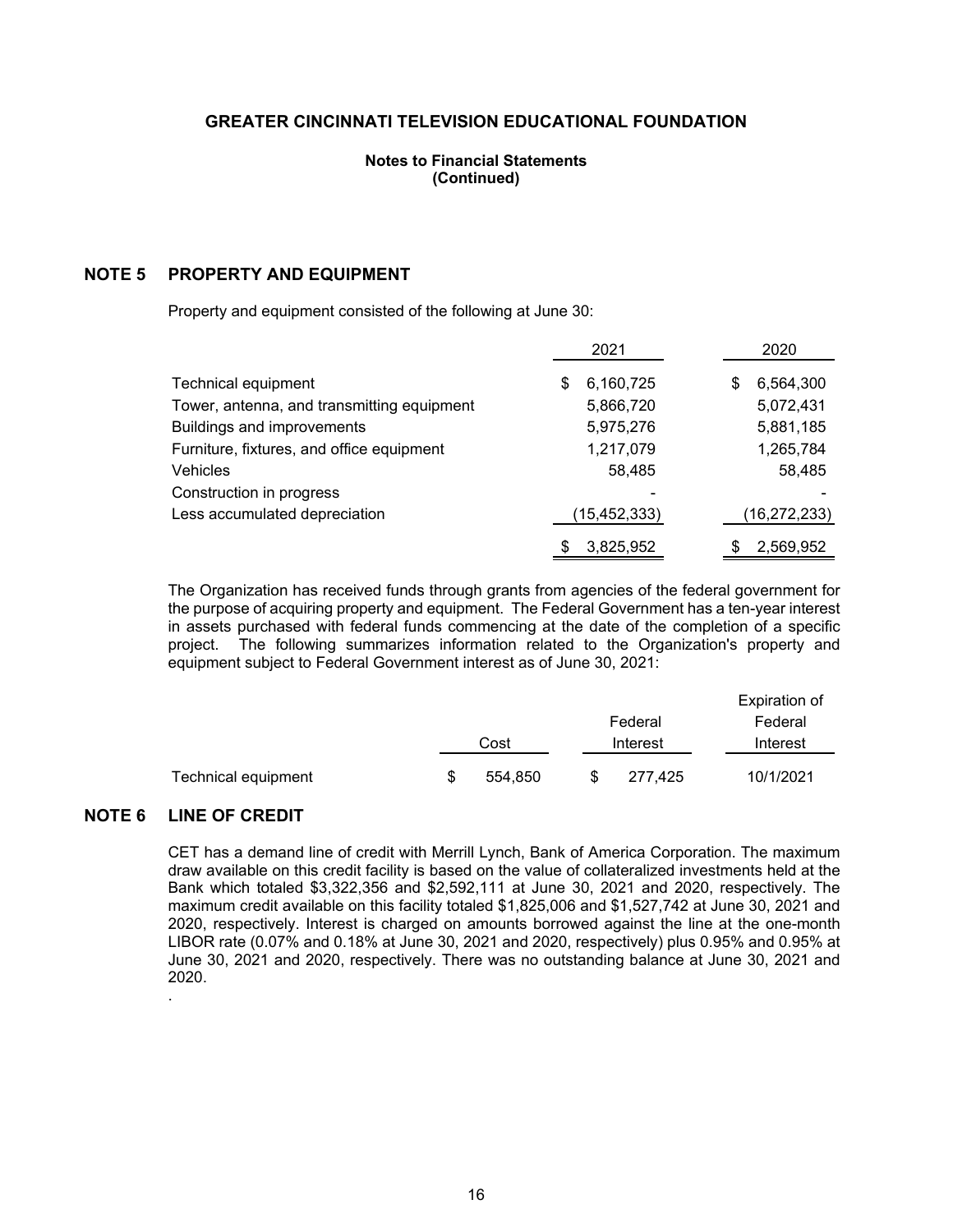# GREATER CINCINNATI TELEVISION EDUCATIONAL FOUNDATION

**Notes to Financial Statements**
**(Continued)**

## NOTE 5 PROPERTY AND EQUIPMENT

Property and equipment consisted of the following at June 30:

| | 2021 | 2020 |
|---|---|---|
| Technical equipment | $ 6,160,725 | $ 6,564,300 |
| Tower, antenna, and transmitting equipment | 5,866,720 | 5,072,431 |
| Buildings and improvements | 5,975,276 | 5,881,185 |
| Furniture, fixtures, and office equipment | 1,217,079 | 1,265,784 |
| Vehicles | 58,485 | 58,485 |
| Construction in progress | - | - |
| Less accumulated depreciation | (15,452,333) | (16,272,233) |
| | $ 3,825,952 | $ 2,569,952 |

The Organization has received funds through grants from agencies of the federal government for the purpose of acquiring property and equipment. The Federal Government has a ten-year interest in assets purchased with federal funds commencing at the date of the completion of a specific project. The following summarizes information related to the Organization's property and equipment subject to Federal Government interest as of June 30, 2021:

| | Cost | Federal Interest | Expiration of Federal Interest |
|---|---|---|---|
| Technical equipment | $ 554,850 | $ 277,425 | 10/1/2021 |

## NOTE 6 LINE OF CREDIT

CET has a demand line of credit with Merrill Lynch, Bank of America Corporation. The maximum draw available on this credit facility is based on the value of collateralized investments held at the Bank which totaled $3,322,356 and $2,592,111 at June 30, 2021 and 2020, respectively. The maximum credit available on this facility totaled $1,825,006 and $1,527,742 at June 30, 2021 and 2020, respectively. Interest is charged on amounts borrowed against the line at the one-month LIBOR rate (0.07% and 0.18% at June 30, 2021 and 2020, respectively) plus 0.95% and 0.95% at June 30, 2021 and 2020, respectively. There was no outstanding balance at June 30, 2021 and 2020.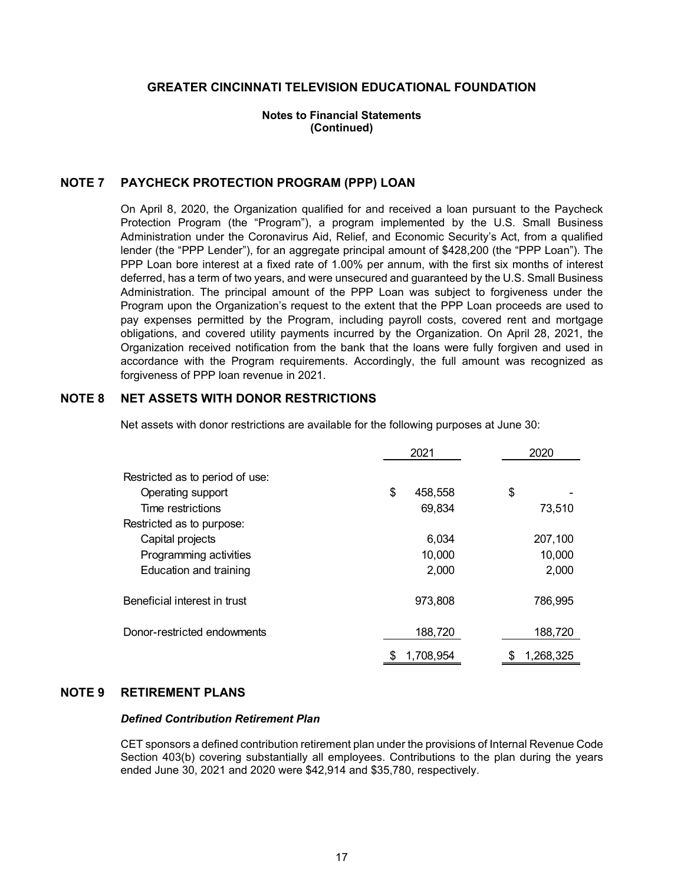# GREATER CINCINNATI TELEVISION EDUCATIONAL FOUNDATION

**Notes to Financial Statements**
**(Continued)**

## NOTE 7 PAYCHECK PROTECTION PROGRAM (PPP) LOAN

On April 8, 2020, the Organization qualified for and received a loan pursuant to the Paycheck Protection Program (the "Program"), a program implemented by the U.S. Small Business Administration under the Coronavirus Aid, Relief, and Economic Security's Act, from a qualified lender (the "PPP Lender"), for an aggregate principal amount of $428,200 (the "PPP Loan"). The PPP Loan bore interest at a fixed rate of 1.00% per annum, with the first six months of interest deferred, has a term of two years, and were unsecured and guaranteed by the U.S. Small Business Administration. The principal amount of the PPP Loan was subject to forgiveness under the Program upon the Organization's request to the extent that the PPP Loan proceeds are used to pay expenses permitted by the Program, including payroll costs, covered rent and mortgage obligations, and covered utility payments incurred by the Organization. On April 28, 2021, the Organization received notification from the bank that the loans were fully forgiven and used in accordance with the Program requirements. Accordingly, the full amount was recognized as forgiveness of PPP loan revenue in 2021.

## NOTE 8 NET ASSETS WITH DONOR RESTRICTIONS

Net assets with donor restrictions are available for the following purposes at June 30:

| | 2021 | 2020 |
|---|---|---|
| Restricted as to period of use: | | |
| Operating support | $ 458,558 | $ - |
| Time restrictions | 69,834 | 73,510 |
| Restricted as to purpose: | | |
| Capital projects | 6,034 | 207,100 |
| Programming activities | 10,000 | 10,000 |
| Education and training | 2,000 | 2,000 |
| Beneficial interest in trust | 973,808 | 786,995 |
| Donor-restricted endowments | 188,720 | 188,720 |
| | $ 1,708,954 | $ 1,268,325 |

## NOTE 9 RETIREMENT PLANS

***Defined Contribution Retirement Plan***

CET sponsors a defined contribution retirement plan under the provisions of Internal Revenue Code Section 403(b) covering substantially all employees. Contributions to the plan during the years ended June 30, 2021 and 2020 were $42,914 and $35,780, respectively.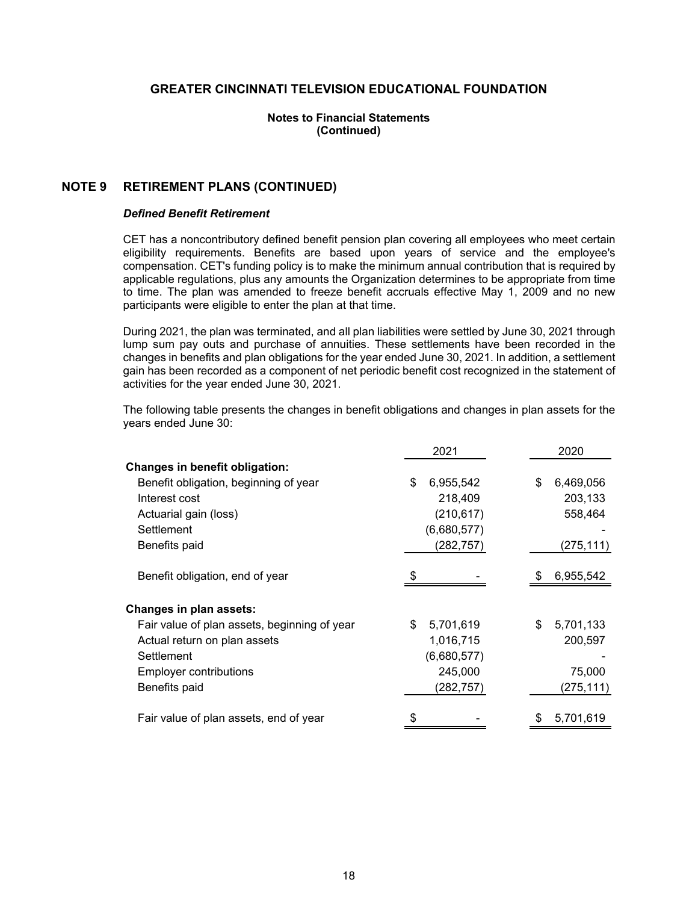## GREATER CINCINNATI TELEVISION EDUCATIONAL FOUNDATION

**Notes to Financial Statements**
**(Continued)**

## NOTE 9 RETIREMENT PLANS (CONTINUED)

***Defined Benefit Retirement***

CET has a noncontributory defined benefit pension plan covering all employees who meet certain eligibility requirements. Benefits are based upon years of service and the employee's compensation. CET's funding policy is to make the minimum annual contribution that is required by applicable regulations, plus any amounts the Organization determines to be appropriate from time to time. The plan was amended to freeze benefit accruals effective May 1, 2009 and no new participants were eligible to enter the plan at that time.

During 2021, the plan was terminated, and all plan liabilities were settled by June 30, 2021 through lump sum pay outs and purchase of annuities. These settlements have been recorded in the changes in benefits and plan obligations for the year ended June 30, 2021. In addition, a settlement gain has been recorded as a component of net periodic benefit cost recognized in the statement of activities for the year ended June 30, 2021.

The following table presents the changes in benefit obligations and changes in plan assets for the years ended June 30:

| | 2021 | 2020 |
|---|---|---|
| **Changes in benefit obligation:** | | |
| Benefit obligation, beginning of year | $ 6,955,542 | $ 6,469,056 |
| Interest cost | 218,409 | 203,133 |
| Actuarial gain (loss) | (210,617) | 558,464 |
| Settlement | (6,680,577) | - |
| Benefits paid | (282,757) | (275,111) |
| Benefit obligation, end of year | $ - | $ 6,955,542 |
| **Changes in plan assets:** | | |
| Fair value of plan assets, beginning of year | $ 5,701,619 | $ 5,701,133 |
| Actual return on plan assets | 1,016,715 | 200,597 |
| Settlement | (6,680,577) | - |
| Employer contributions | 245,000 | 75,000 |
| Benefits paid | (282,757) | (275,111) |
| Fair value of plan assets, end of year | $ - | $ 5,701,619 |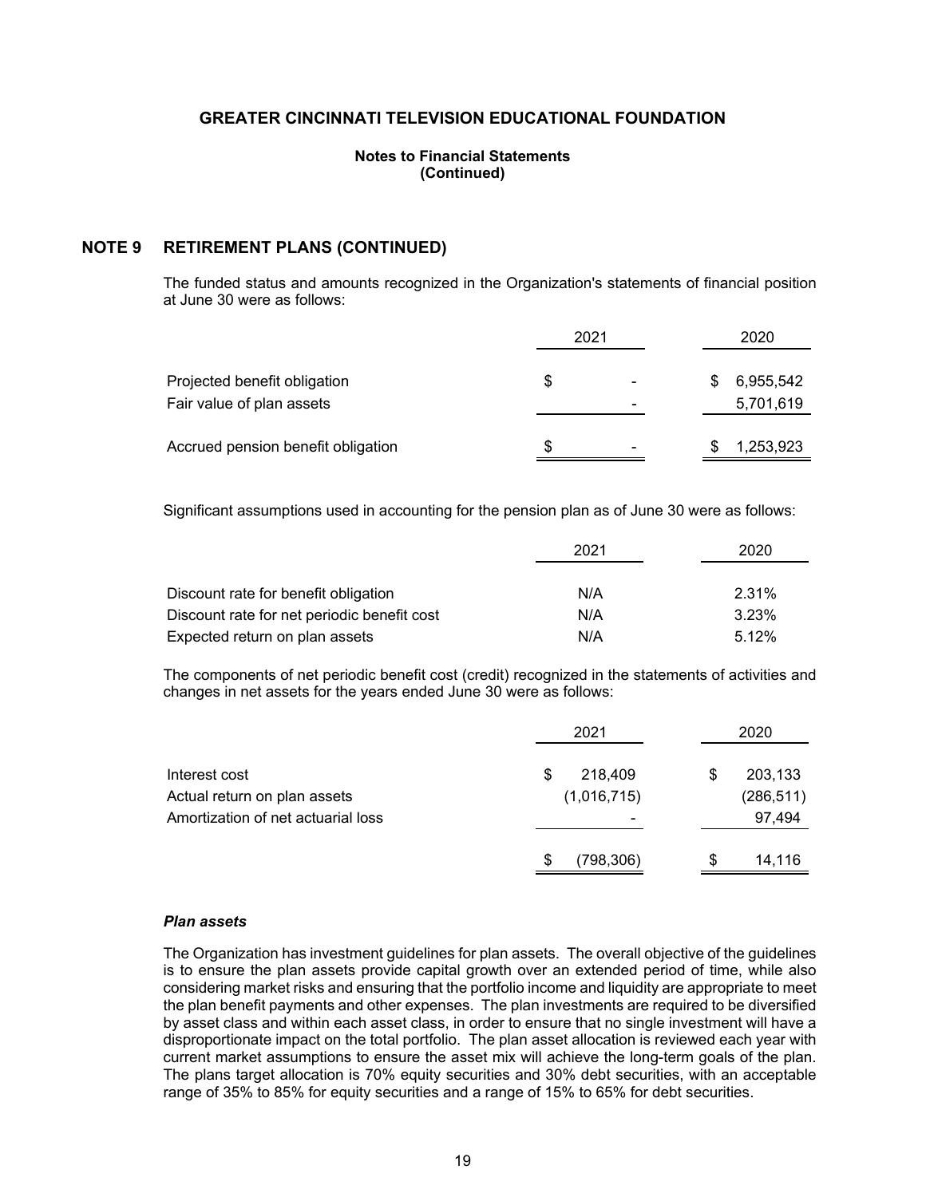## GREATER CINCINNATI TELEVISION EDUCATIONAL FOUNDATION

**Notes to Financial Statements (Continued)**

### NOTE 9 RETIREMENT PLANS (CONTINUED)

The funded status and amounts recognized in the Organization's statements of financial position at June 30 were as follows:

| | 2021 | 2020 |
|---|---|---|
| Projected benefit obligation | $ - | $ 6,955,542 |
| Fair value of plan assets | - | 5,701,619 |
| Accrued pension benefit obligation | $ - | $ 1,253,923 |

Significant assumptions used in accounting for the pension plan as of June 30 were as follows:

| | 2021 | 2020 |
|---|---|---|
| Discount rate for benefit obligation | N/A | 2.31% |
| Discount rate for net periodic benefit cost | N/A | 3.23% |
| Expected return on plan assets | N/A | 5.12% |

The components of net periodic benefit cost (credit) recognized in the statements of activities and changes in net assets for the years ended June 30 were as follows:

| | 2021 | 2020 |
|---|---|---|
| Interest cost | $ 218,409 | $ 203,133 |
| Actual return on plan assets | (1,016,715) | (286,511) |
| Amortization of net actuarial loss | - | 97,494 |
| | $ (798,306) | $ 14,116 |

***Plan assets***

The Organization has investment guidelines for plan assets. The overall objective of the guidelines is to ensure the plan assets provide capital growth over an extended period of time, while also considering market risks and ensuring that the portfolio income and liquidity are appropriate to meet the plan benefit payments and other expenses. The plan investments are required to be diversified by asset class and within each asset class, in order to ensure that no single investment will have a disproportionate impact on the total portfolio. The plan asset allocation is reviewed each year with current market assumptions to ensure the asset mix will achieve the long-term goals of the plan. The plans target allocation is 70% equity securities and 30% debt securities, with an acceptable range of 35% to 85% for equity securities and a range of 15% to 65% for debt securities.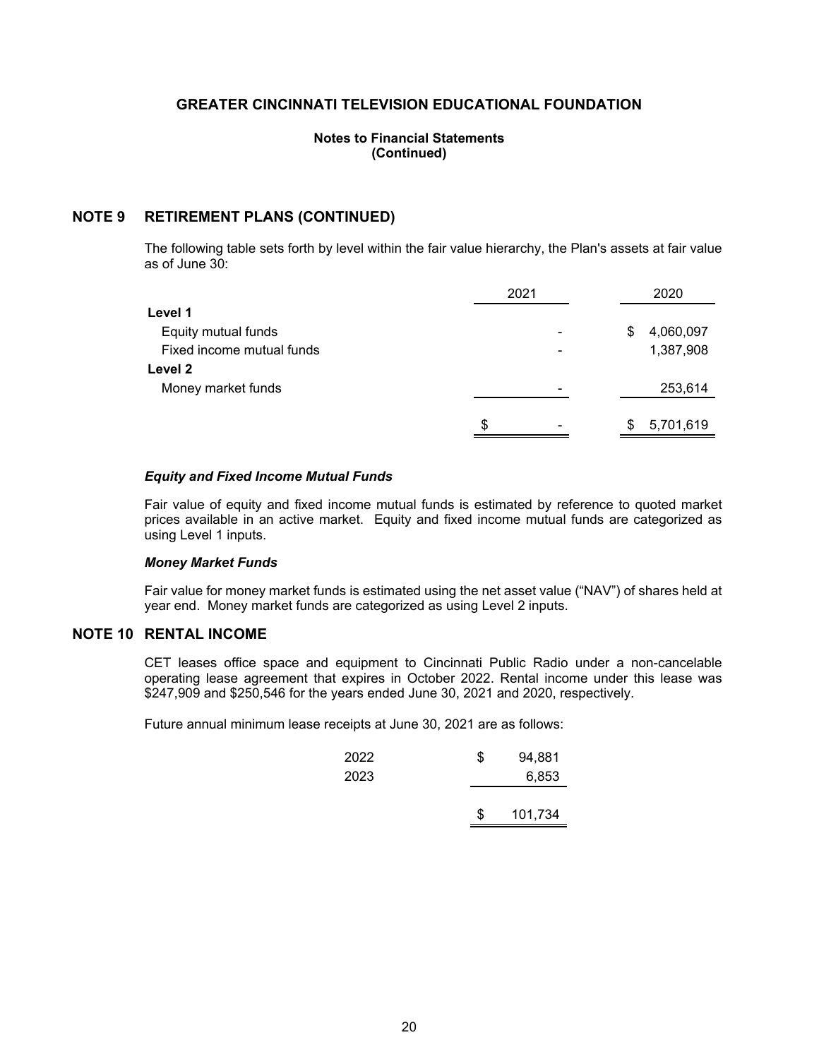## GREATER CINCINNATI TELEVISION EDUCATIONAL FOUNDATION

**Notes to Financial Statements**
**(Continued)**

## NOTE 9 RETIREMENT PLANS (CONTINUED)

The following table sets forth by level within the fair value hierarchy, the Plan's assets at fair value as of June 30:

| | 2021 | 2020 |
|---|---|---|
| **Level 1** | | |
| Equity mutual funds | - | $ 4,060,097 |
| Fixed income mutual funds | - | 1,387,908 |
| **Level 2** | | |
| Money market funds | - | 253,614 |
| | $ - | $ 5,701,619 |

***Equity and Fixed Income Mutual Funds***

Fair value of equity and fixed income mutual funds is estimated by reference to quoted market prices available in an active market. Equity and fixed income mutual funds are categorized as using Level 1 inputs.

***Money Market Funds***

Fair value for money market funds is estimated using the net asset value ("NAV") of shares held at year end. Money market funds are categorized as using Level 2 inputs.

## NOTE 10 RENTAL INCOME

CET leases office space and equipment to Cincinnati Public Radio under a non-cancelable operating lease agreement that expires in October 2022. Rental income under this lease was $247,909 and $250,546 for the years ended June 30, 2021 and 2020, respectively.

Future annual minimum lease receipts at June 30, 2021 are as follows:

| | |
|---|---|
| 2022 | $ 94,881 |
| 2023 | 6,853 |
| | $ 101,734 |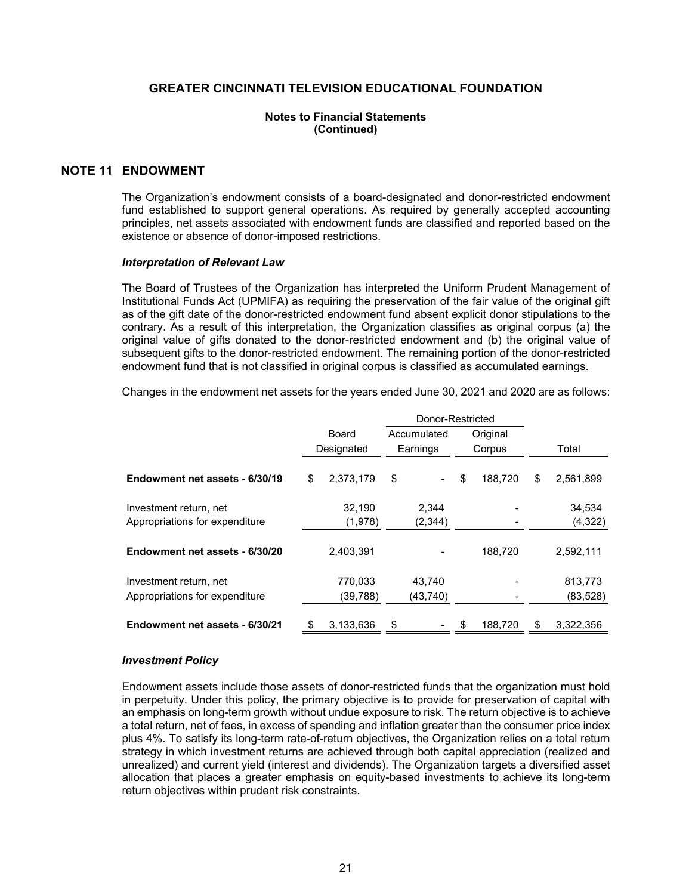## GREATER CINCINNATI TELEVISION EDUCATIONAL FOUNDATION

**Notes to Financial Statements**
**(Continued)**

## NOTE 11 ENDOWMENT

The Organization's endowment consists of a board-designated and donor-restricted endowment fund established to support general operations. As required by generally accepted accounting principles, net assets associated with endowment funds are classified and reported based on the existence or absence of donor-imposed restrictions.

### *Interpretation of Relevant Law*

The Board of Trustees of the Organization has interpreted the Uniform Prudent Management of Institutional Funds Act (UPMIFA) as requiring the preservation of the fair value of the original gift as of the gift date of the donor-restricted endowment fund absent explicit donor stipulations to the contrary. As a result of this interpretation, the Organization classifies as original corpus (a) the original value of gifts donated to the donor-restricted endowment and (b) the original value of subsequent gifts to the donor-restricted endowment. The remaining portion of the donor-restricted endowment fund that is not classified in original corpus is classified as accumulated earnings.

Changes in the endowment net assets for the years ended June 30, 2021 and 2020 are as follows:

| | | Donor-Restricted | | |
|---|---|---|---|---|
| | Board Designated | Accumulated Earnings | Original Corpus | Total |
| **Endowment net assets - 6/30/19** | $ 2,373,179 | $ - | $ 188,720 | $ 2,561,899 |
| Investment return, net | 32,190 | 2,344 | - | 34,534 |
| Appropriations for expenditure | (1,978) | (2,344) | - | (4,322) |
| **Endowment net assets - 6/30/20** | 2,403,391 | - | 188,720 | 2,592,111 |
| Investment return, net | 770,033 | 43,740 | - | 813,773 |
| Appropriations for expenditure | (39,788) | (43,740) | - | (83,528) |
| **Endowment net assets - 6/30/21** | $ 3,133,636 | $ - | $ 188,720 | $ 3,322,356 |

### *Investment Policy*

Endowment assets include those assets of donor-restricted funds that the organization must hold in perpetuity. Under this policy, the primary objective is to provide for preservation of capital with an emphasis on long-term growth without undue exposure to risk. The return objective is to achieve a total return, net of fees, in excess of spending and inflation greater than the consumer price index plus 4%. To satisfy its long-term rate-of-return objectives, the Organization relies on a total return strategy in which investment returns are achieved through both capital appreciation (realized and unrealized) and current yield (interest and dividends). The Organization targets a diversified asset allocation that places a greater emphasis on equity-based investments to achieve its long-term return objectives within prudent risk constraints.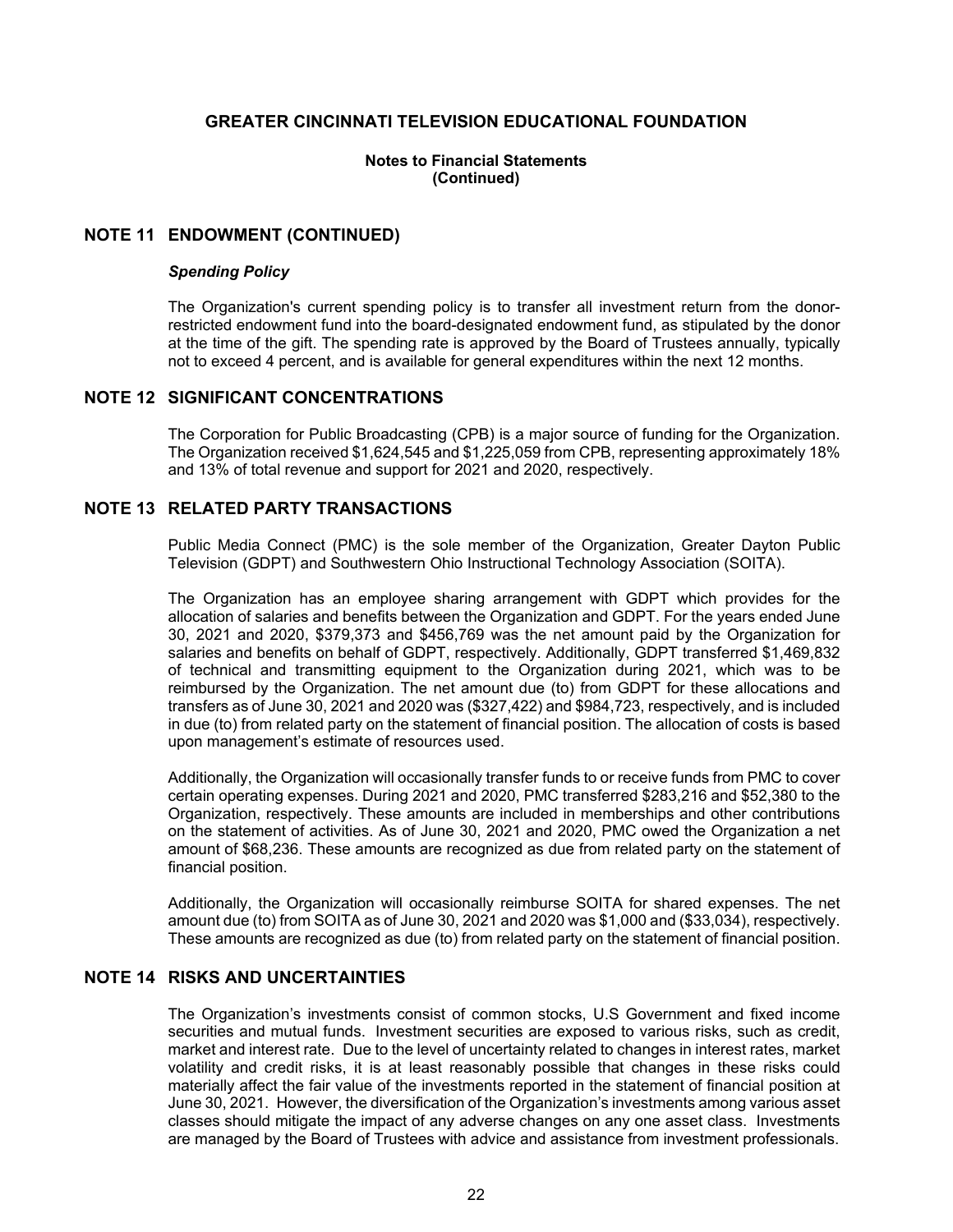# GREATER CINCINNATI TELEVISION EDUCATIONAL FOUNDATION

**Notes to Financial Statements**
**(Continued)**

## NOTE 11 ENDOWMENT (CONTINUED)

***Spending Policy***

The Organization's current spending policy is to transfer all investment return from the donor-restricted endowment fund into the board-designated endowment fund, as stipulated by the donor at the time of the gift. The spending rate is approved by the Board of Trustees annually, typically not to exceed 4 percent, and is available for general expenditures within the next 12 months.

## NOTE 12 SIGNIFICANT CONCENTRATIONS

The Corporation for Public Broadcasting (CPB) is a major source of funding for the Organization. The Organization received $1,624,545 and $1,225,059 from CPB, representing approximately 18% and 13% of total revenue and support for 2021 and 2020, respectively.

## NOTE 13 RELATED PARTY TRANSACTIONS

Public Media Connect (PMC) is the sole member of the Organization, Greater Dayton Public Television (GDPT) and Southwestern Ohio Instructional Technology Association (SOITA).

The Organization has an employee sharing arrangement with GDPT which provides for the allocation of salaries and benefits between the Organization and GDPT. For the years ended June 30, 2021 and 2020, $379,373 and $456,769 was the net amount paid by the Organization for salaries and benefits on behalf of GDPT, respectively. Additionally, GDPT transferred $1,469,832 of technical and transmitting equipment to the Organization during 2021, which was to be reimbursed by the Organization. The net amount due (to) from GDPT for these allocations and transfers as of June 30, 2021 and 2020 was ($327,422) and $984,723, respectively, and is included in due (to) from related party on the statement of financial position. The allocation of costs is based upon management's estimate of resources used.

Additionally, the Organization will occasionally transfer funds to or receive funds from PMC to cover certain operating expenses. During 2021 and 2020, PMC transferred $283,216 and $52,380 to the Organization, respectively. These amounts are included in memberships and other contributions on the statement of activities. As of June 30, 2021 and 2020, PMC owed the Organization a net amount of $68,236. These amounts are recognized as due from related party on the statement of financial position.

Additionally, the Organization will occasionally reimburse SOITA for shared expenses. The net amount due (to) from SOITA as of June 30, 2021 and 2020 was $1,000 and ($33,034), respectively. These amounts are recognized as due (to) from related party on the statement of financial position.

## NOTE 14 RISKS AND UNCERTAINTIES

The Organization's investments consist of common stocks, U.S Government and fixed income securities and mutual funds. Investment securities are exposed to various risks, such as credit, market and interest rate. Due to the level of uncertainty related to changes in interest rates, market volatility and credit risks, it is at least reasonably possible that changes in these risks could materially affect the fair value of the investments reported in the statement of financial position at June 30, 2021. However, the diversification of the Organization's investments among various asset classes should mitigate the impact of any adverse changes on any one asset class. Investments are managed by the Board of Trustees with advice and assistance from investment professionals.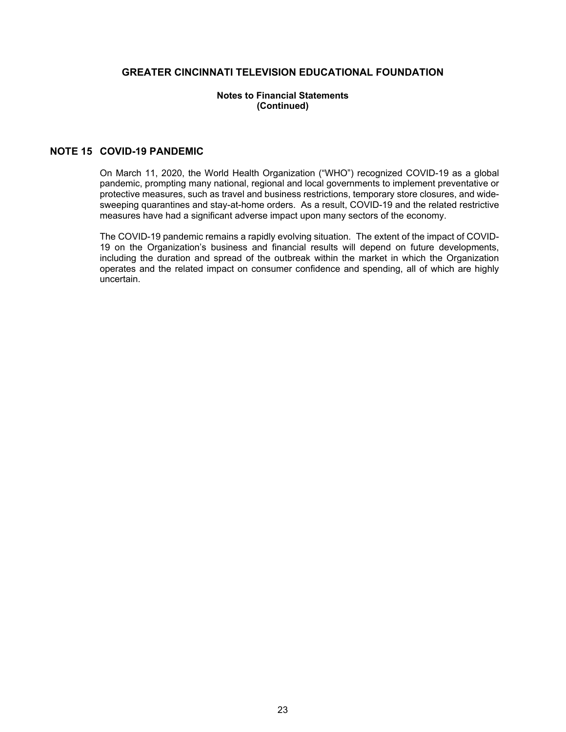## NOTE 15 COVID-19 PANDEMIC

On March 11, 2020, the World Health Organization ("WHO") recognized COVID-19 as a global pandemic, prompting many national, regional and local governments to implement preventative or protective measures, such as travel and business restrictions, temporary store closures, and wide-sweeping quarantines and stay-at-home orders. As a result, COVID-19 and the related restrictive measures have had a significant adverse impact upon many sectors of the economy.

The COVID-19 pandemic remains a rapidly evolving situation. The extent of the impact of COVID-19 on the Organization's business and financial results will depend on future developments, including the duration and spread of the outbreak within the market in which the Organization operates and the related impact on consumer confidence and spending, all of which are highly uncertain.